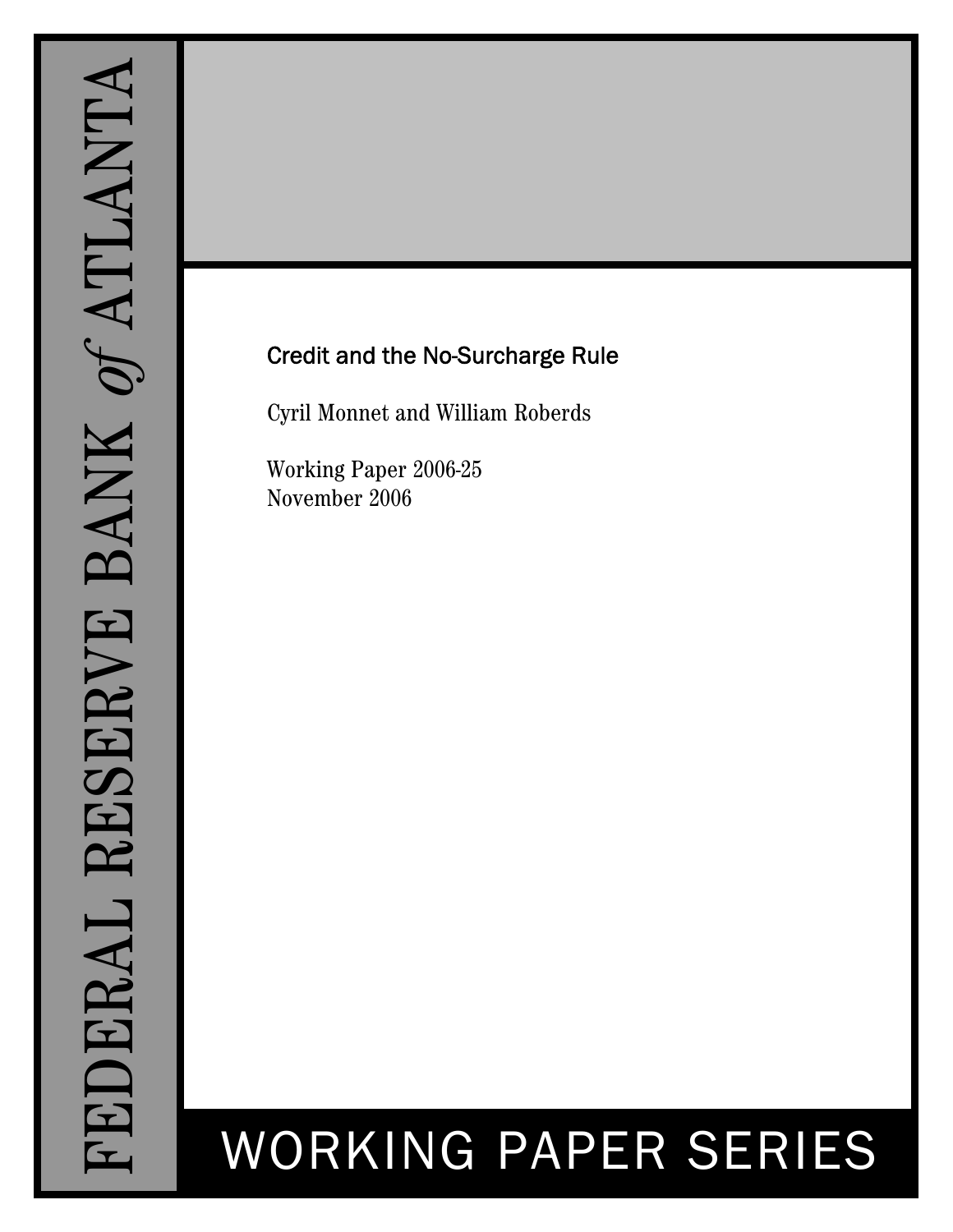FEDERAL RESERVE BANK *of* ATLANTA

# Credit and the No-Surcharge Rule

Cyril Monnet and William Roberds

Working Paper 2006-25
November 2006

WORKING PAPER SERIES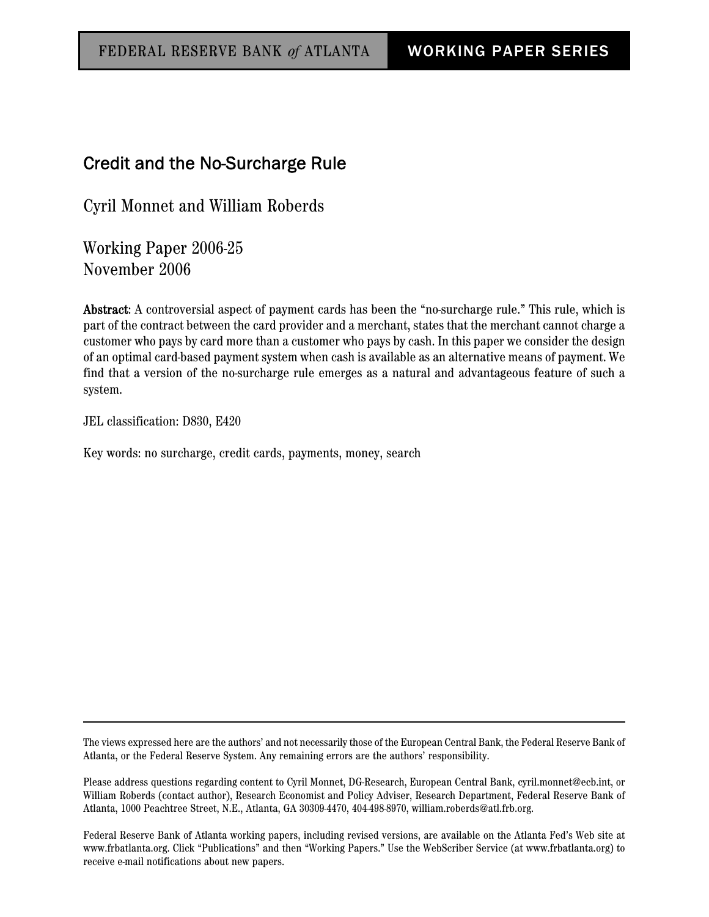FEDERAL RESERVE BANK *of* ATLANTA — WORKING PAPER SERIES

# Credit and the No-Surcharge Rule

Cyril Monnet and William Roberds

Working Paper 2006-25
November 2006

**Abstract**: A controversial aspect of payment cards has been the "no-surcharge rule." This rule, which is part of the contract between the card provider and a merchant, states that the merchant cannot charge a customer who pays by card more than a customer who pays by cash. In this paper we consider the design of an optimal card-based payment system when cash is available as an alternative means of payment. We find that a version of the no-surcharge rule emerges as a natural and advantageous feature of such a system.

JEL classification: D830, E420

Key words: no surcharge, credit cards, payments, money, search

---

The views expressed here are the authors' and not necessarily those of the European Central Bank, the Federal Reserve Bank of Atlanta, or the Federal Reserve System. Any remaining errors are the authors' responsibility.

Please address questions regarding content to Cyril Monnet, DG-Research, European Central Bank, cyril.monnet@ecb.int, or William Roberds (contact author), Research Economist and Policy Adviser, Research Department, Federal Reserve Bank of Atlanta, 1000 Peachtree Street, N.E., Atlanta, GA 30309-4470, 404-498-8970, william.roberds@atl.frb.org.

Federal Reserve Bank of Atlanta working papers, including revised versions, are available on the Atlanta Fed's Web site at www.frbatlanta.org. Click "Publications" and then "Working Papers." Use the WebScriber Service (at www.frbatlanta.org) to receive e-mail notifications about new papers.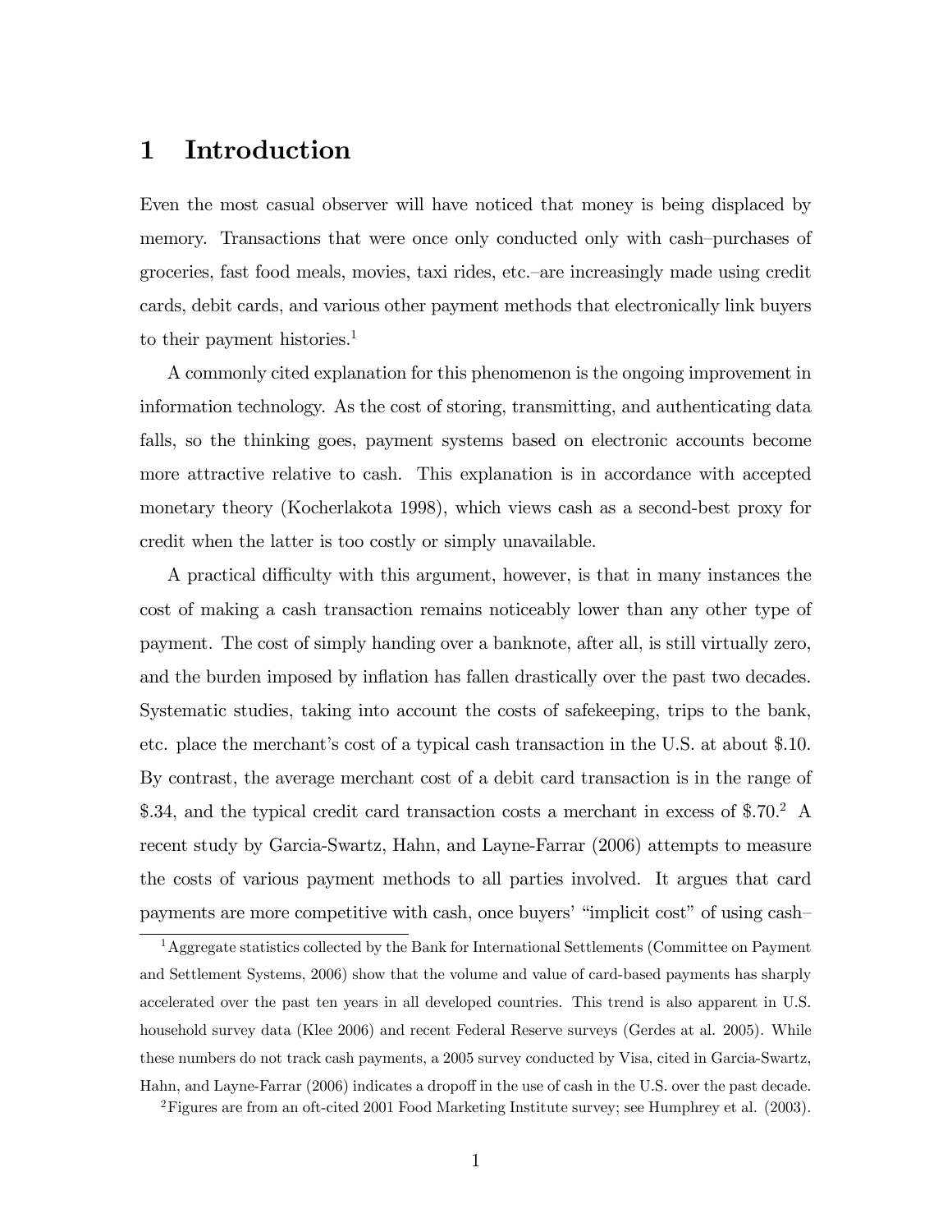# 1 Introduction

Even the most casual observer will have noticed that money is being displaced by memory. Transactions that were once only conducted only with cash–purchases of groceries, fast food meals, movies, taxi rides, etc.–are increasingly made using credit cards, debit cards, and various other payment methods that electronically link buyers to their payment histories.[1]

A commonly cited explanation for this phenomenon is the ongoing improvement in information technology. As the cost of storing, transmitting, and authenticating data falls, so the thinking goes, payment systems based on electronic accounts become more attractive relative to cash. This explanation is in accordance with accepted monetary theory (Kocherlakota 1998), which views cash as a second-best proxy for credit when the latter is too costly or simply unavailable.

A practical difficulty with this argument, however, is that in many instances the cost of making a cash transaction remains noticeably lower than any other type of payment. The cost of simply handing over a banknote, after all, is still virtually zero, and the burden imposed by inflation has fallen drastically over the past two decades. Systematic studies, taking into account the costs of safekeeping, trips to the bank, etc. place the merchant's cost of a typical cash transaction in the U.S. at about $.10. By contrast, the average merchant cost of a debit card transaction is in the range of $.34, and the typical credit card transaction costs a merchant in excess of $.70.[2] A recent study by Garcia-Swartz, Hahn, and Layne-Farrar (2006) attempts to measure the costs of various payment methods to all parties involved. It argues that card payments are more competitive with cash, once buyers' "implicit cost" of using cash–

[1] Aggregate statistics collected by the Bank for International Settlements (Committee on Payment and Settlement Systems, 2006) show that the volume and value of card-based payments has sharply accelerated over the past ten years in all developed countries. This trend is also apparent in U.S. household survey data (Klee 2006) and recent Federal Reserve surveys (Gerdes at al. 2005). While these numbers do not track cash payments, a 2005 survey conducted by Visa, cited in Garcia-Swartz, Hahn, and Layne-Farrar (2006) indicates a dropoff in the use of cash in the U.S. over the past decade.

[2] Figures are from an oft-cited 2001 Food Marketing Institute survey; see Humphrey et al. (2003).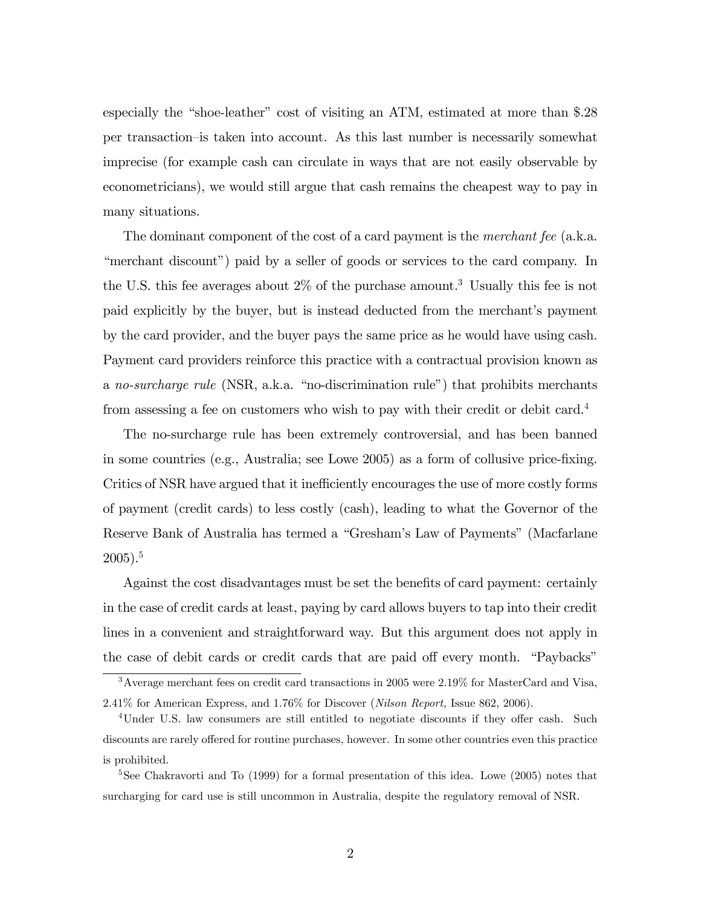especially the "shoe-leather" cost of visiting an ATM, estimated at more than $.28 per transaction–is taken into account. As this last number is necessarily somewhat imprecise (for example cash can circulate in ways that are not easily observable by econometricians), we would still argue that cash remains the cheapest way to pay in many situations.

The dominant component of the cost of a card payment is the *merchant fee* (a.k.a. "merchant discount") paid by a seller of goods or services to the card company. In the U.S. this fee averages about 2% of the purchase amount.[3] Usually this fee is not paid explicitly by the buyer, but is instead deducted from the merchant's payment by the card provider, and the buyer pays the same price as he would have using cash. Payment card providers reinforce this practice with a contractual provision known as a *no-surcharge rule* (NSR, a.k.a. "no-discrimination rule") that prohibits merchants from assessing a fee on customers who wish to pay with their credit or debit card.[4]

The no-surcharge rule has been extremely controversial, and has been banned in some countries (e.g., Australia; see Lowe 2005) as a form of collusive price-fixing. Critics of NSR have argued that it inefficiently encourages the use of more costly forms of payment (credit cards) to less costly (cash), leading to what the Governor of the Reserve Bank of Australia has termed a "Gresham's Law of Payments" (Macfarlane 2005).[5]

Against the cost disadvantages must be set the benefits of card payment: certainly in the case of credit cards at least, paying by card allows buyers to tap into their credit lines in a convenient and straightforward way. But this argument does not apply in the case of debit cards or credit cards that are paid off every month. "Paybacks"

[3] Average merchant fees on credit card transactions in 2005 were 2.19% for MasterCard and Visa, 2.41% for American Express, and 1.76% for Discover (*Nilson Report,* Issue 862, 2006).

[4] Under U.S. law consumers are still entitled to negotiate discounts if they offer cash. Such discounts are rarely offered for routine purchases, however. In some other countries even this practice is prohibited.

[5] See Chakravorti and To (1999) for a formal presentation of this idea. Lowe (2005) notes that surcharging for card use is still uncommon in Australia, despite the regulatory removal of NSR.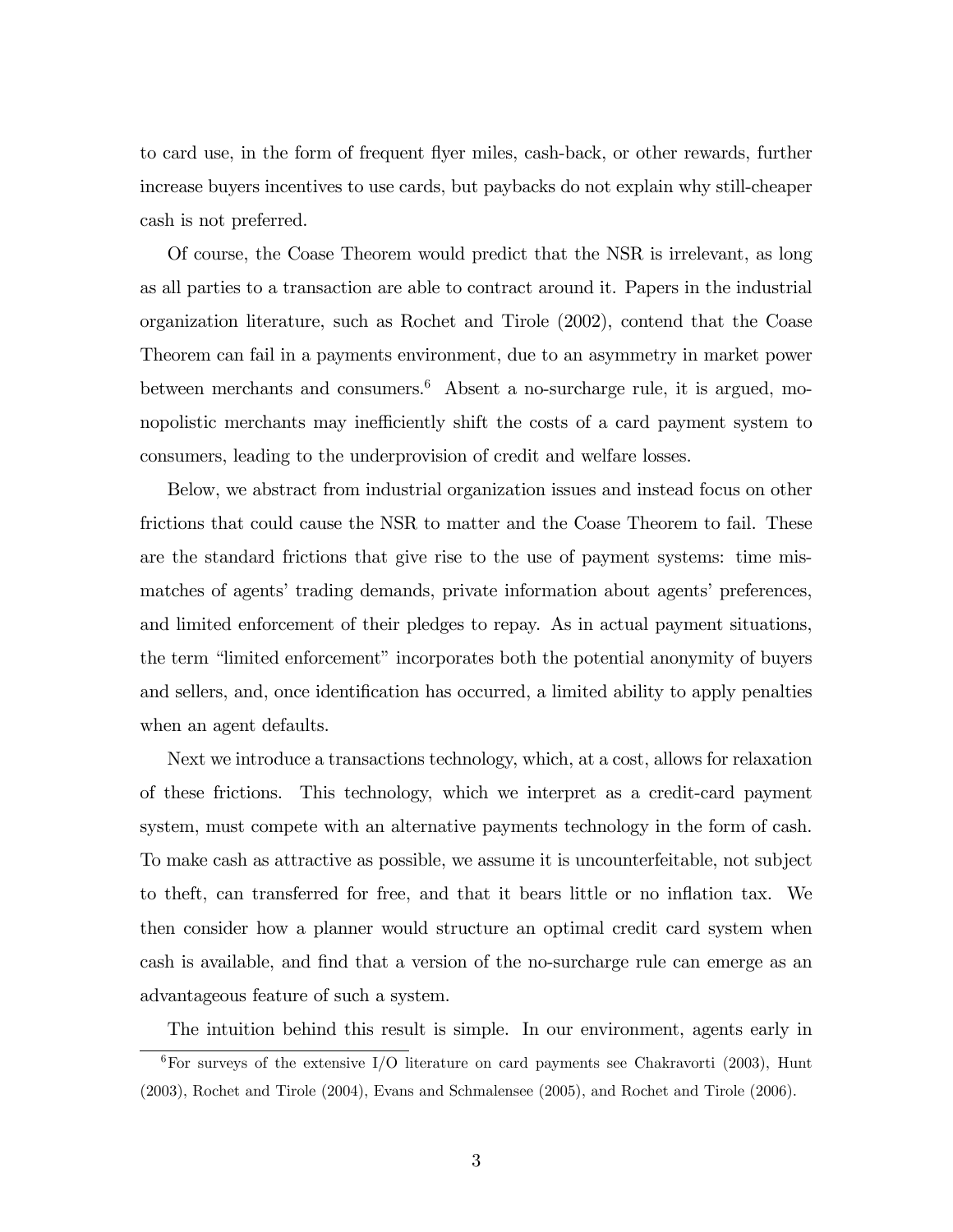to card use, in the form of frequent flyer miles, cash-back, or other rewards, further increase buyers incentives to use cards, but paybacks do not explain why still-cheaper cash is not preferred.

Of course, the Coase Theorem would predict that the NSR is irrelevant, as long as all parties to a transaction are able to contract around it. Papers in the industrial organization literature, such as Rochet and Tirole (2002), contend that the Coase Theorem can fail in a payments environment, due to an asymmetry in market power between merchants and consumers.[6] Absent a no-surcharge rule, it is argued, monopolistic merchants may inefficiently shift the costs of a card payment system to consumers, leading to the underprovision of credit and welfare losses.

Below, we abstract from industrial organization issues and instead focus on other frictions that could cause the NSR to matter and the Coase Theorem to fail. These are the standard frictions that give rise to the use of payment systems: time mismatches of agents' trading demands, private information about agents' preferences, and limited enforcement of their pledges to repay. As in actual payment situations, the term "limited enforcement" incorporates both the potential anonymity of buyers and sellers, and, once identification has occurred, a limited ability to apply penalties when an agent defaults.

Next we introduce a transactions technology, which, at a cost, allows for relaxation of these frictions. This technology, which we interpret as a credit-card payment system, must compete with an alternative payments technology in the form of cash. To make cash as attractive as possible, we assume it is uncounterfeitable, not subject to theft, can transferred for free, and that it bears little or no inflation tax. We then consider how a planner would structure an optimal credit card system when cash is available, and find that a version of the no-surcharge rule can emerge as an advantageous feature of such a system.

The intuition behind this result is simple. In our environment, agents early in

[6] For surveys of the extensive I/O literature on card payments see Chakravorti (2003), Hunt (2003), Rochet and Tirole (2004), Evans and Schmalensee (2005), and Rochet and Tirole (2006).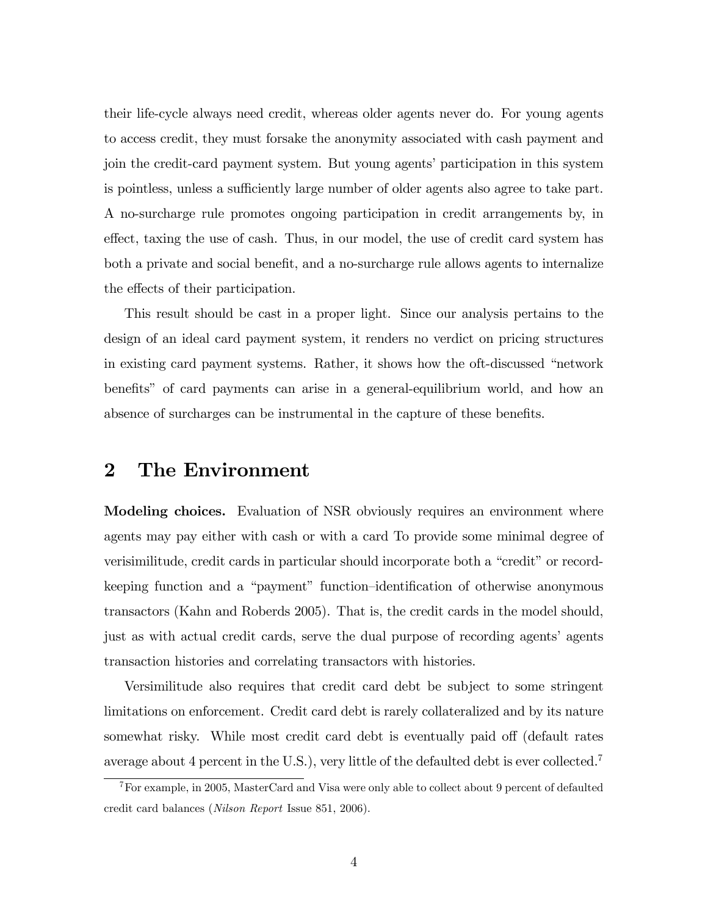their life-cycle always need credit, whereas older agents never do. For young agents to access credit, they must forsake the anonymity associated with cash payment and join the credit-card payment system. But young agents' participation in this system is pointless, unless a sufficiently large number of older agents also agree to take part. A no-surcharge rule promotes ongoing participation in credit arrangements by, in effect, taxing the use of cash. Thus, in our model, the use of credit card system has both a private and social benefit, and a no-surcharge rule allows agents to internalize the effects of their participation.

This result should be cast in a proper light. Since our analysis pertains to the design of an ideal card payment system, it renders no verdict on pricing structures in existing card payment systems. Rather, it shows how the oft-discussed "network benefits" of card payments can arise in a general-equilibrium world, and how an absence of surcharges can be instrumental in the capture of these benefits.

## 2 The Environment

**Modeling choices.** Evaluation of NSR obviously requires an environment where agents may pay either with cash or with a card To provide some minimal degree of verisimilitude, credit cards in particular should incorporate both a "credit" or record-keeping function and a "payment" function–identification of otherwise anonymous transactors (Kahn and Roberds 2005). That is, the credit cards in the model should, just as with actual credit cards, serve the dual purpose of recording agents' agents transaction histories and correlating transactors with histories.

Versimilitude also requires that credit card debt be subject to some stringent limitations on enforcement. Credit card debt is rarely collateralized and by its nature somewhat risky. While most credit card debt is eventually paid off (default rates average about 4 percent in the U.S.), very little of the defaulted debt is ever collected.[7]

[7] For example, in 2005, MasterCard and Visa were only able to collect about 9 percent of defaulted credit card balances (*Nilson Report* Issue 851, 2006).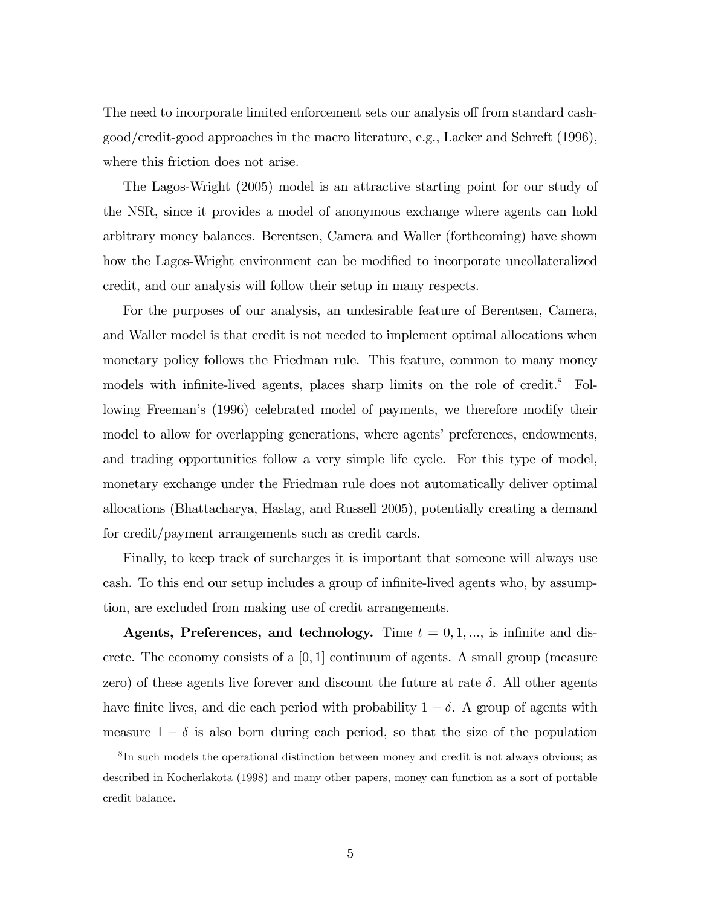The need to incorporate limited enforcement sets our analysis off from standard cash-good/credit-good approaches in the macro literature, e.g., Lacker and Schreft (1996), where this friction does not arise.

The Lagos-Wright (2005) model is an attractive starting point for our study of the NSR, since it provides a model of anonymous exchange where agents can hold arbitrary money balances. Berentsen, Camera and Waller (forthcoming) have shown how the Lagos-Wright environment can be modified to incorporate uncollateralized credit, and our analysis will follow their setup in many respects.

For the purposes of our analysis, an undesirable feature of Berentsen, Camera, and Waller model is that credit is not needed to implement optimal allocations when monetary policy follows the Friedman rule. This feature, common to many money models with infinite-lived agents, places sharp limits on the role of credit.[8] Following Freeman's (1996) celebrated model of payments, we therefore modify their model to allow for overlapping generations, where agents' preferences, endowments, and trading opportunities follow a very simple life cycle. For this type of model, monetary exchange under the Friedman rule does not automatically deliver optimal allocations (Bhattacharya, Haslag, and Russell 2005), potentially creating a demand for credit/payment arrangements such as credit cards.

Finally, to keep track of surcharges it is important that someone will always use cash. To this end our setup includes a group of infinite-lived agents who, by assumption, are excluded from making use of credit arrangements.

**Agents, Preferences, and technology.** Time $t = 0, 1, ...,$ is infinite and discrete. The economy consists of a $[0, 1]$ continuum of agents. A small group (measure zero) of these agents live forever and discount the future at rate $\delta$. All other agents have finite lives, and die each period with probability $1 - \delta$. A group of agents with measure $1 - \delta$ is also born during each period, so that the size of the population

[8] In such models the operational distinction between money and credit is not always obvious; as described in Kocherlakota (1998) and many other papers, money can function as a sort of portable credit balance.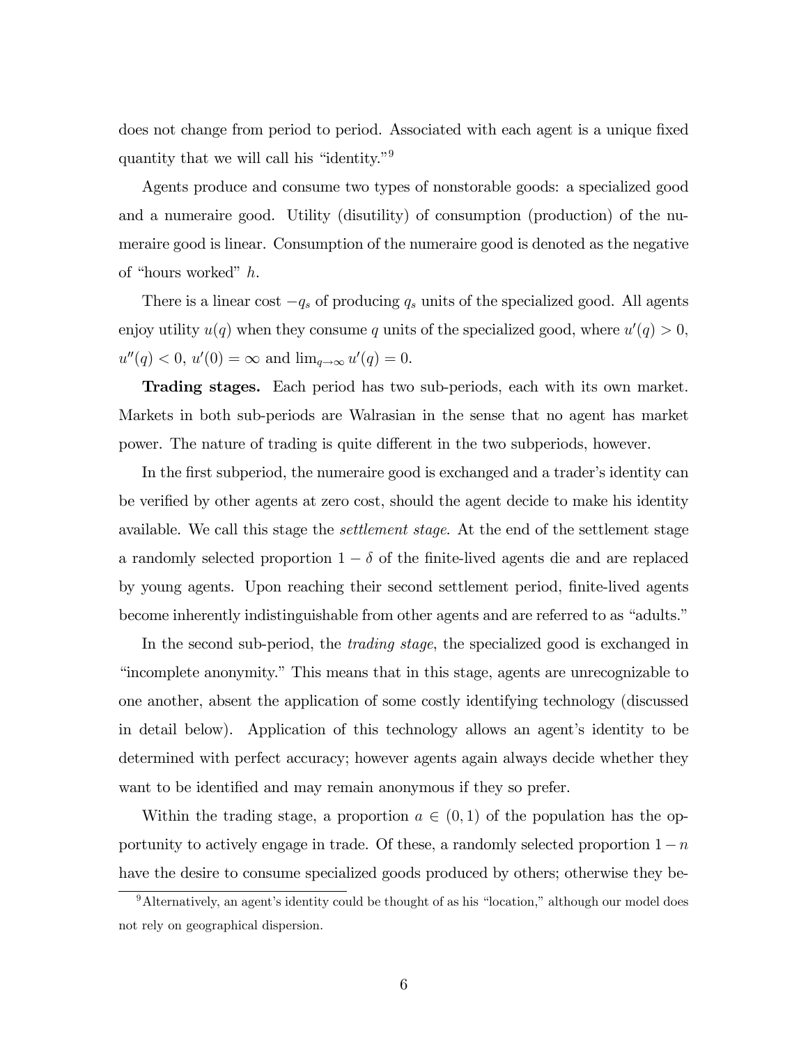does not change from period to period. Associated with each agent is a unique fixed quantity that we will call his "identity."[9]

Agents produce and consume two types of nonstorable goods: a specialized good and a numeraire good. Utility (disutility) of consumption (production) of the numeraire good is linear. Consumption of the numeraire good is denoted as the negative of "hours worked" $h$.

There is a linear cost $-q_s$ of producing $q_s$ units of the specialized good. All agents enjoy utility $u(q)$ when they consume $q$ units of the specialized good, where $u'(q) > 0$, $u''(q) < 0$, $u'(0) = \infty$ and $\lim_{q \to \infty} u'(q) = 0$.

**Trading stages.** Each period has two sub-periods, each with its own market. Markets in both sub-periods are Walrasian in the sense that no agent has market power. The nature of trading is quite different in the two subperiods, however.

In the first subperiod, the numeraire good is exchanged and a trader's identity can be verified by other agents at zero cost, should the agent decide to make his identity available. We call this stage the *settlement stage.* At the end of the settlement stage a randomly selected proportion $1 - \delta$ of the finite-lived agents die and are replaced by young agents. Upon reaching their second settlement period, finite-lived agents become inherently indistinguishable from other agents and are referred to as "adults."

In the second sub-period, the *trading stage*, the specialized good is exchanged in "incomplete anonymity." This means that in this stage, agents are unrecognizable to one another, absent the application of some costly identifying technology (discussed in detail below). Application of this technology allows an agent's identity to be determined with perfect accuracy; however agents again always decide whether they want to be identified and may remain anonymous if they so prefer.

Within the trading stage, a proportion $a \in (0, 1)$ of the population has the opportunity to actively engage in trade. Of these, a randomly selected proportion $1 - n$ have the desire to consume specialized goods produced by others; otherwise they be-

[9] Alternatively, an agent's identity could be thought of as his "location," although our model does not rely on geographical dispersion.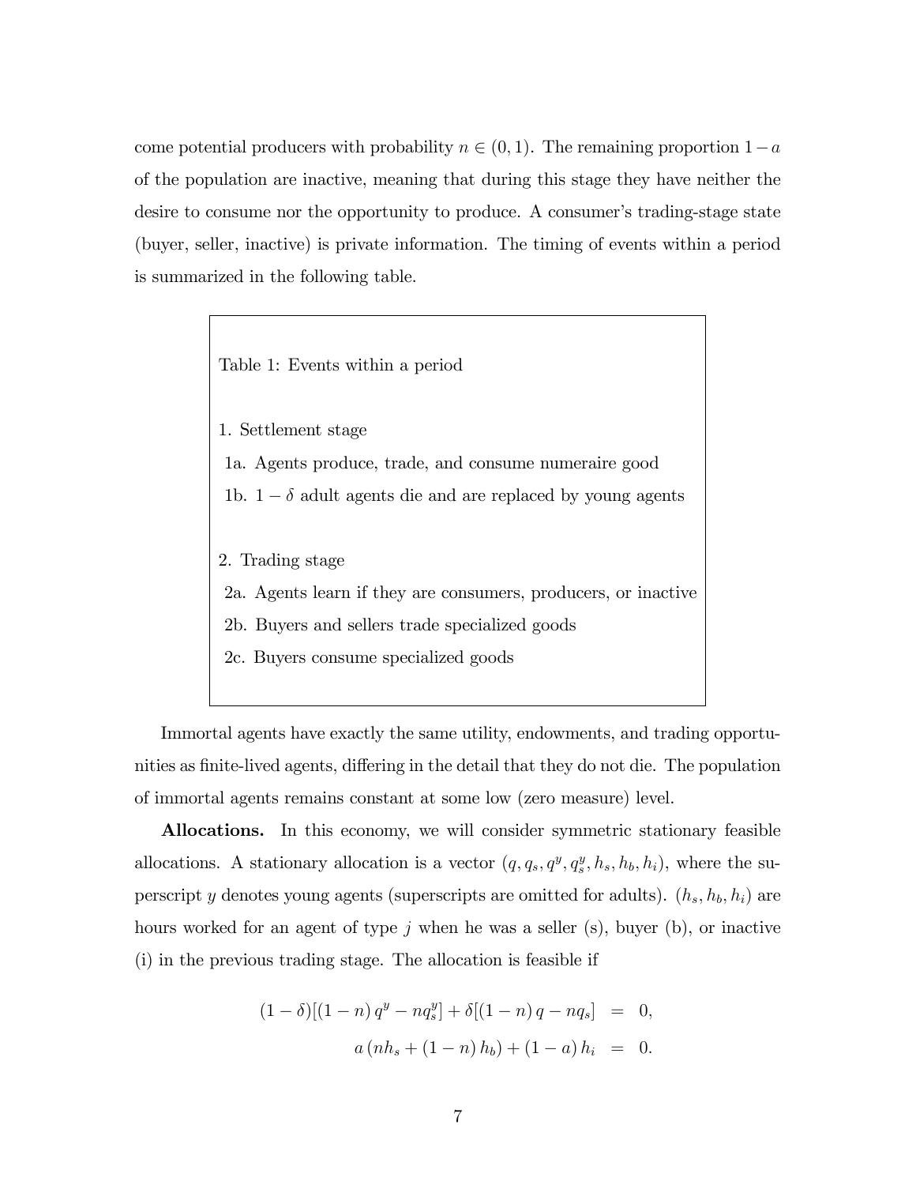come potential producers with probability $n \in (0,1)$. The remaining proportion $1-a$ of the population are inactive, meaning that during this stage they have neither the desire to consume nor the opportunity to produce. A consumer's trading-stage state (buyer, seller, inactive) is private information. The timing of events within a period is summarized in the following table.

Table 1: Events within a period

1. Settlement stage
   - 1a. Agents produce, trade, and consume numeraire good
   - 1b. $1-\delta$ adult agents die and are replaced by young agents

2. Trading stage
   - 2a. Agents learn if they are consumers, producers, or inactive
   - 2b. Buyers and sellers trade specialized goods
   - 2c. Buyers consume specialized goods

Immortal agents have exactly the same utility, endowments, and trading opportunities as finite-lived agents, differing in the detail that they do not die. The population of immortal agents remains constant at some low (zero measure) level.

**Allocations.** In this economy, we will consider symmetric stationary feasible allocations. A stationary allocation is a vector $(q, q_s, q^y, q^y_s, h_s, h_b, h_i)$, where the superscript $y$ denotes young agents (superscripts are omitted for adults). $(h_s, h_b, h_i)$ are hours worked for an agent of type $j$ when he was a seller (s), buyer (b), or inactive (i) in the previous trading stage. The allocation is feasible if

$$
\begin{aligned}
(1-\delta)[(1-n)\,q^y - nq^y_s] + \delta[(1-n)\,q - nq_s] &= 0, \\
a\,(nh_s + (1-n)\,h_b) + (1-a)\,h_i &= 0.
\end{aligned}
$$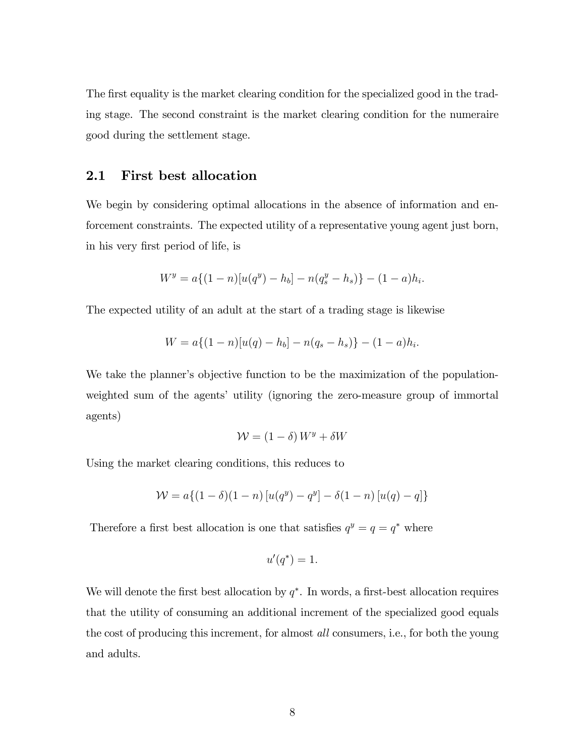The first equality is the market clearing condition for the specialized good in the trading stage. The second constraint is the market clearing condition for the numeraire good during the settlement stage.

## 2.1 First best allocation

We begin by considering optimal allocations in the absence of information and enforcement constraints. The expected utility of a representative young agent just born, in his very first period of life, is

$$W^y = a\{(1-n)[u(q^y) - h_b] - n(q_s^y - h_s)\} - (1-a)h_i.$$

The expected utility of an adult at the start of a trading stage is likewise

$$W = a\{(1-n)[u(q) - h_b] - n(q_s - h_s)\} - (1-a)h_i.$$

We take the planner's objective function to be the maximization of the population-weighted sum of the agents' utility (ignoring the zero-measure group of immortal agents)

$$\mathcal{W} = (1-\delta)\, W^y + \delta W$$

Using the market clearing conditions, this reduces to

$$\mathcal{W} = a\{(1-\delta)(1-n)\,[u(q^y) - q^y] - \delta(1-n)\,[u(q) - q]\}$$

Therefore a first best allocation is one that satisfies $q^y = q = q^*$ where

$$u'(q^*) = 1.$$

We will denote the first best allocation by $q^*$. In words, a first-best allocation requires that the utility of consuming an additional increment of the specialized good equals the cost of producing this increment, for almost *all* consumers, i.e., for both the young and adults.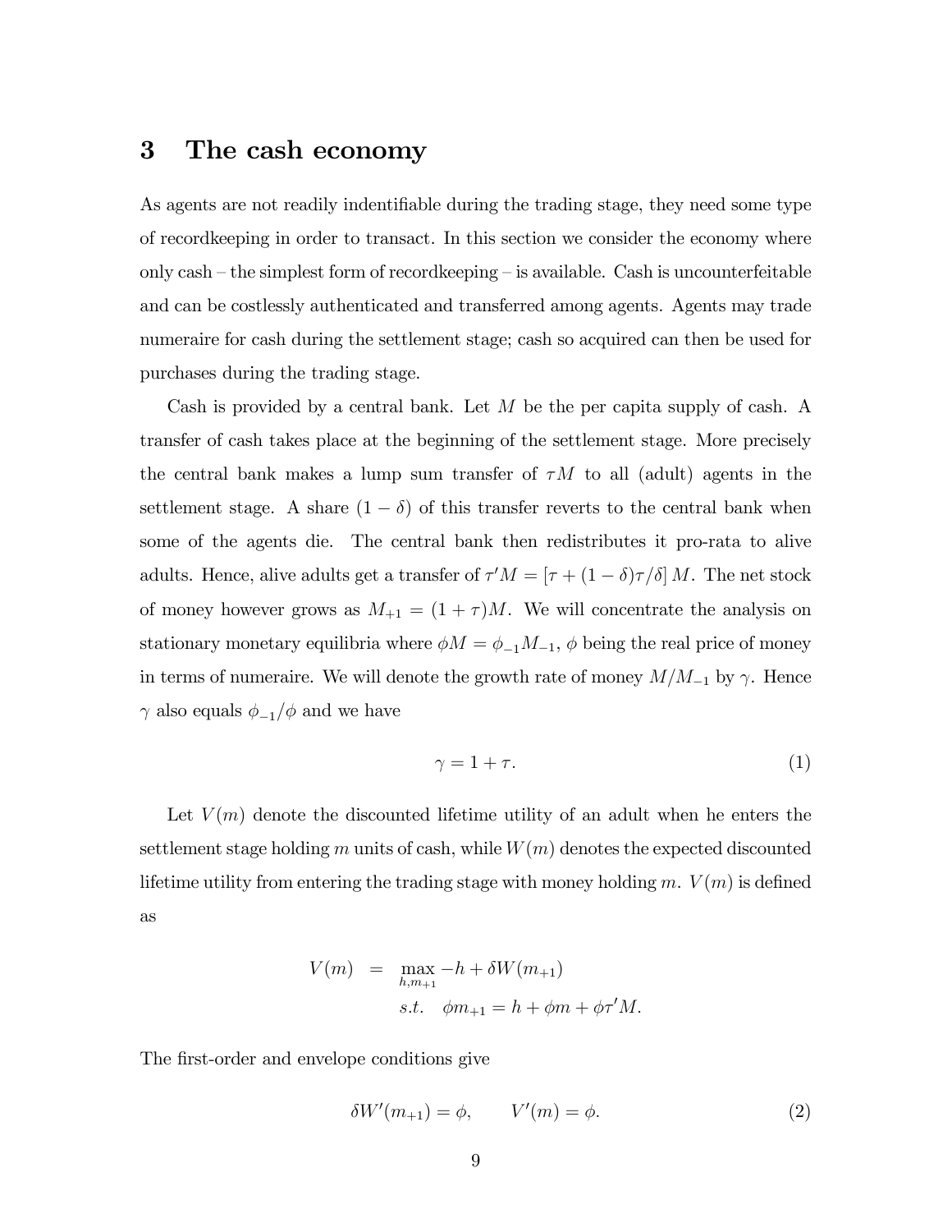## 3 The cash economy

As agents are not readily indentifiable during the trading stage, they need some type of recordkeeping in order to transact. In this section we consider the economy where only cash – the simplest form of recordkeeping – is available. Cash is uncounterfeitable and can be costlessly authenticated and transferred among agents. Agents may trade numeraire for cash during the settlement stage; cash so acquired can then be used for purchases during the trading stage.

Cash is provided by a central bank. Let $M$ be the per capita supply of cash. A transfer of cash takes place at the beginning of the settlement stage. More precisely the central bank makes a lump sum transfer of $\tau M$ to all (adult) agents in the settlement stage. A share $(1-\delta)$ of this transfer reverts to the central bank when some of the agents die. The central bank then redistributes it pro-rata to alive adults. Hence, alive adults get a transfer of $\tau' M = [\tau + (1-\delta)\tau/\delta]\, M$. The net stock of money however grows as $M_{+1} = (1+\tau)M$. We will concentrate the analysis on stationary monetary equilibria where $\phi M = \phi_{-1} M_{-1}$, $\phi$ being the real price of money in terms of numeraire. We will denote the growth rate of money $M/M_{-1}$ by $\gamma$. Hence $\gamma$ also equals $\phi_{-1}/\phi$ and we have

$$\gamma = 1 + \tau. \tag{1}$$

Let $V(m)$ denote the discounted lifetime utility of an adult when he enters the settlement stage holding $m$ units of cash, while $W(m)$ denotes the expected discounted lifetime utility from entering the trading stage with money holding $m$. $V(m)$ is defined as

$$
\begin{aligned}
V(m) \;&=\; \max_{h, m_{+1}} -h + \delta W(m_{+1}) \\
&\quad\; s.t. \quad \phi m_{+1} = h + \phi m + \phi \tau' M.
\end{aligned}
$$

The first-order and envelope conditions give

$$\delta W'(m_{+1}) = \phi, \qquad V'(m) = \phi. \tag{2}$$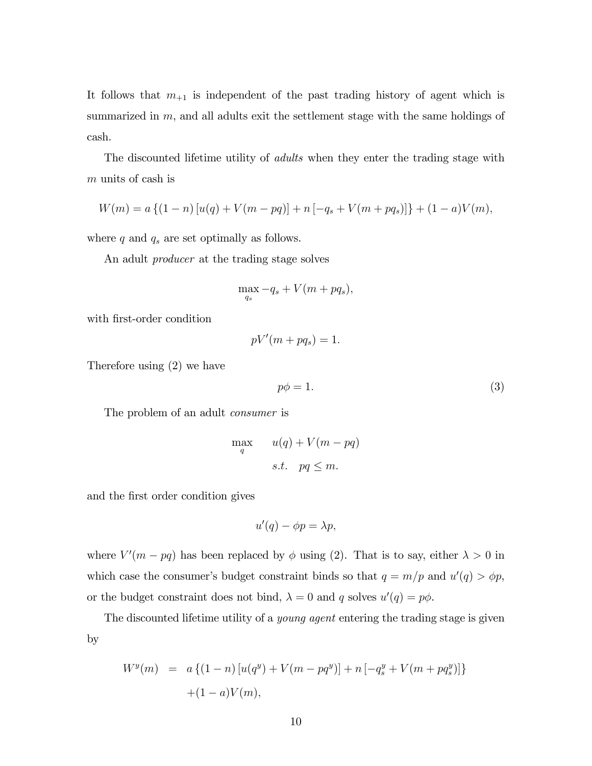It follows that $m_{+1}$ is independent of the past trading history of agent which is summarized in $m$, and all adults exit the settlement stage with the same holdings of cash.

The discounted lifetime utility of *adults* when they enter the trading stage with $m$ units of cash is

$$W(m) = a\left\{(1-n)\left[u(q) + V(m - pq)\right] + n\left[-q_s + V(m + pq_s)\right]\right\} + (1-a)V(m),$$

where $q$ and $q_s$ are set optimally as follows.

An adult *producer* at the trading stage solves

$$\max_{q_s} -q_s + V(m + pq_s),$$

with first-order condition

$$pV'(m + pq_s) = 1.$$

Therefore using (2) we have

$$p\phi = 1. \tag{3}$$

The problem of an adult *consumer* is

$$\begin{aligned} \max_{q} \quad & u(q) + V(m - pq) \\ s.t. \quad & pq \leq m. \end{aligned}$$

and the first order condition gives

$$u'(q) - \phi p = \lambda p,$$

where $V'(m - pq)$ has been replaced by $\phi$ using (2). That is to say, either $\lambda > 0$ in which case the consumer's budget constraint binds so that $q = m/p$ and $u'(q) > \phi p$, or the budget constraint does not bind, $\lambda = 0$ and $q$ solves $u'(q) = p\phi$.

The discounted lifetime utility of a *young agent* entering the trading stage is given by

$$\begin{aligned} W^y(m) &= a\left\{(1-n)\left[u(q^y) + V(m - pq^y)\right] + n\left[-q_s^y + V(m + pq_s^y)\right]\right\} \\ &\quad + (1-a)V(m), \end{aligned}$$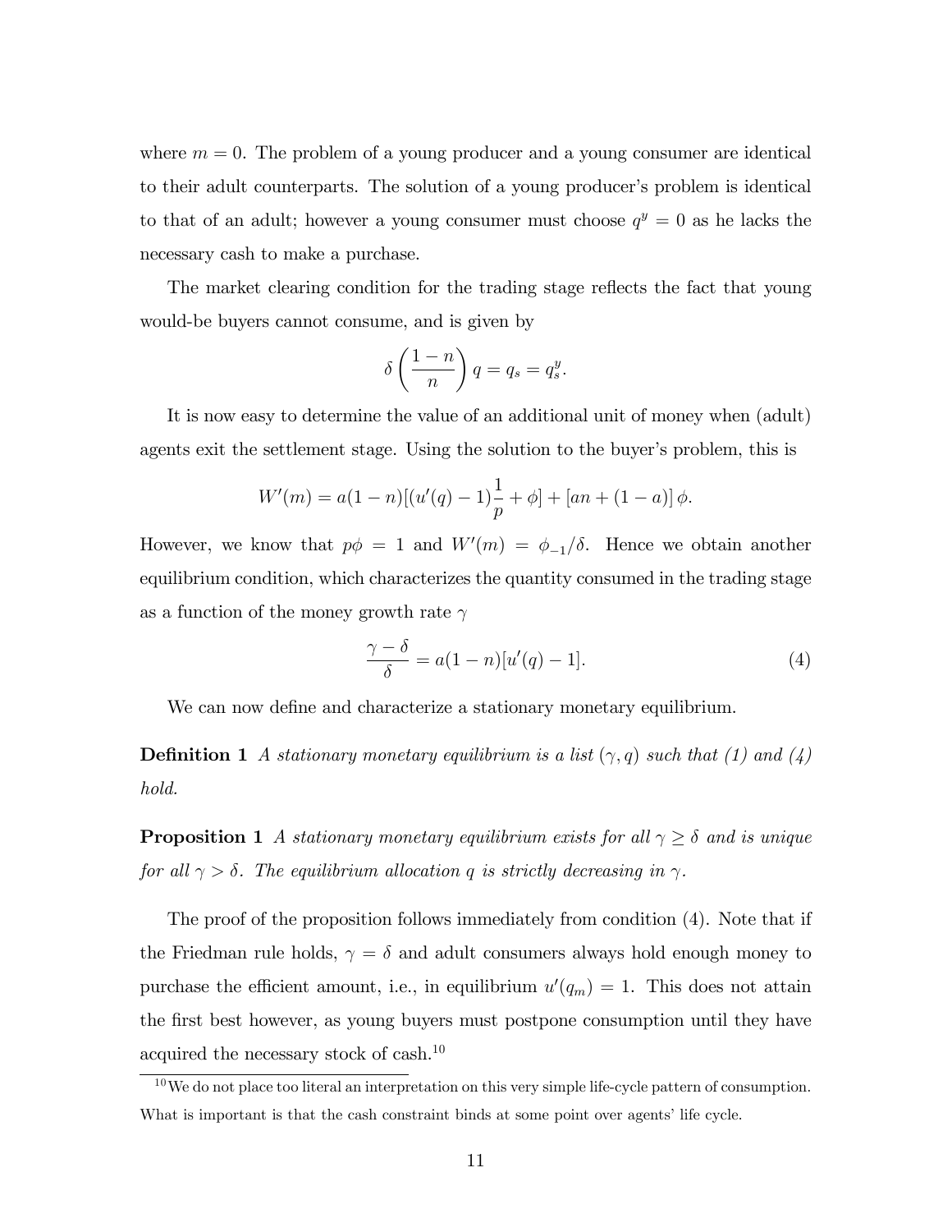where $m = 0$. The problem of a young producer and a young consumer are identical to their adult counterparts. The solution of a young producer's problem is identical to that of an adult; however a young consumer must choose $q^y = 0$ as he lacks the necessary cash to make a purchase.

The market clearing condition for the trading stage reflects the fact that young would-be buyers cannot consume, and is given by

$$\delta \left( \frac{1-n}{n} \right) q = q_s = q_s^y.$$

It is now easy to determine the value of an additional unit of money when (adult) agents exit the settlement stage. Using the solution to the buyer's problem, this is

$$W'(m) = a(1-n)[(u'(q) - 1)\frac{1}{p} + \phi] + [an + (1-a)]\,\phi.$$

However, we know that $p\phi = 1$ and $W'(m) = \phi_{-1}/\delta$. Hence we obtain another equilibrium condition, which characterizes the quantity consumed in the trading stage as a function of the money growth rate $\gamma$

$$\frac{\gamma - \delta}{\delta} = a(1-n)[u'(q) - 1]. \tag{4}$$

We can now define and characterize a stationary monetary equilibrium.

**Definition 1** *A stationary monetary equilibrium is a list $(\gamma, q)$ such that (1) and (4) hold.*

**Proposition 1** *A stationary monetary equilibrium exists for all $\gamma \geq \delta$ and is unique for all $\gamma > \delta$. The equilibrium allocation $q$ is strictly decreasing in $\gamma$.*

The proof of the proposition follows immediately from condition (4). Note that if the Friedman rule holds, $\gamma = \delta$ and adult consumers always hold enough money to purchase the efficient amount, i.e., in equilibrium $u'(q_m) = 1$. This does not attain the first best however, as young buyers must postpone consumption until they have acquired the necessary stock of cash.[10]

[10] We do not place too literal an interpretation on this very simple life-cycle pattern of consumption. What is important is that the cash constraint binds at some point over agents' life cycle.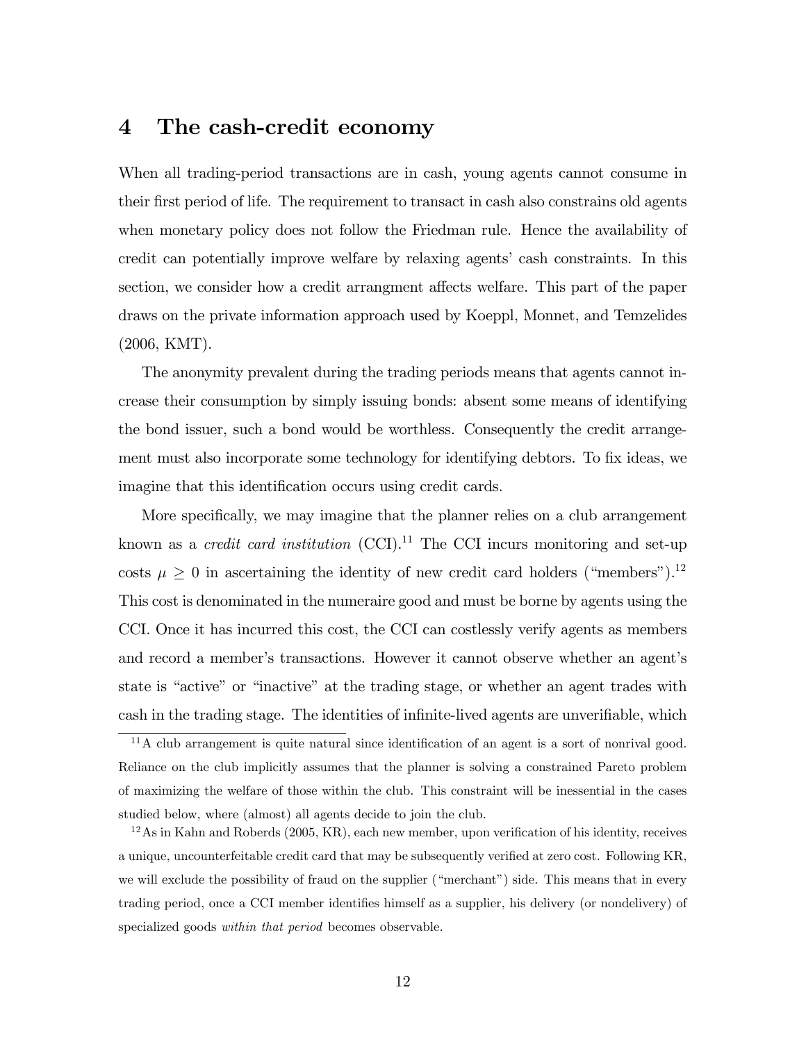# 4 The cash-credit economy

When all trading-period transactions are in cash, young agents cannot consume in their first period of life. The requirement to transact in cash also constrains old agents when monetary policy does not follow the Friedman rule. Hence the availability of credit can potentially improve welfare by relaxing agents' cash constraints. In this section, we consider how a credit arrangment affects welfare. This part of the paper draws on the private information approach used by Koeppl, Monnet, and Temzelides (2006, KMT).

The anonymity prevalent during the trading periods means that agents cannot increase their consumption by simply issuing bonds: absent some means of identifying the bond issuer, such a bond would be worthless. Consequently the credit arrangement must also incorporate some technology for identifying debtors. To fix ideas, we imagine that this identification occurs using credit cards.

More specifically, we may imagine that the planner relies on a club arrangement known as a *credit card institution* (CCI).[11] The CCI incurs monitoring and set-up costs $\mu \geq 0$ in ascertaining the identity of new credit card holders ("members").[12] This cost is denominated in the numeraire good and must be borne by agents using the CCI. Once it has incurred this cost, the CCI can costlessly verify agents as members and record a member's transactions. However it cannot observe whether an agent's state is "active" or "inactive" at the trading stage, or whether an agent trades with cash in the trading stage. The identities of infinite-lived agents are unverifiable, which

[11] A club arrangement is quite natural since identification of an agent is a sort of nonrival good. Reliance on the club implicitly assumes that the planner is solving a constrained Pareto problem of maximizing the welfare of those within the club. This constraint will be inessential in the cases studied below, where (almost) all agents decide to join the club.

[12] As in Kahn and Roberts (2005, KR), each new member, upon verification of his identity, receives a unique, uncounterfeitable credit card that may be subsequently verified at zero cost. Following KR, we will exclude the possibility of fraud on the supplier ("merchant") side. This means that in every trading period, once a CCI member identifies himself as a supplier, his delivery (or nondelivery) of specialized goods *within that period* becomes observable.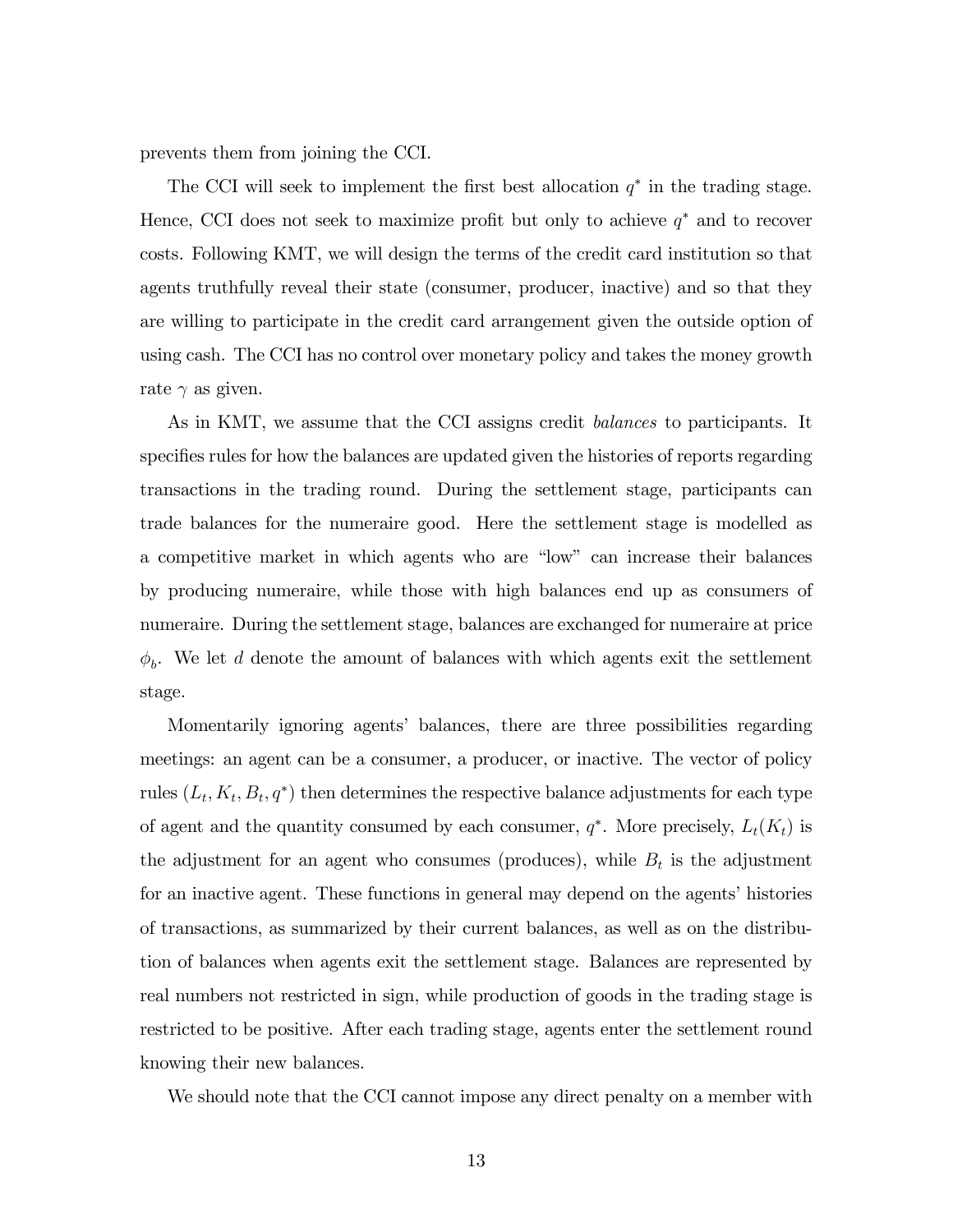prevents them from joining the CCI.

The CCI will seek to implement the first best allocation $q^*$ in the trading stage. Hence, CCI does not seek to maximize profit but only to achieve $q^*$ and to recover costs. Following KMT, we will design the terms of the credit card institution so that agents truthfully reveal their state (consumer, producer, inactive) and so that they are willing to participate in the credit card arrangement given the outside option of using cash. The CCI has no control over monetary policy and takes the money growth rate $\gamma$ as given.

As in KMT, we assume that the CCI assigns credit *balances* to participants. It specifies rules for how the balances are updated given the histories of reports regarding transactions in the trading round. During the settlement stage, participants can trade balances for the numeraire good. Here the settlement stage is modelled as a competitive market in which agents who are "low" can increase their balances by producing numeraire, while those with high balances end up as consumers of numeraire. During the settlement stage, balances are exchanged for numeraire at price $\phi_b$. We let $d$ denote the amount of balances with which agents exit the settlement stage.

Momentarily ignoring agents' balances, there are three possibilities regarding meetings: an agent can be a consumer, a producer, or inactive. The vector of policy rules $(L_t, K_t, B_t, q^*)$ then determines the respective balance adjustments for each type of agent and the quantity consumed by each consumer, $q^*$. More precisely, $L_t(K_t)$ is the adjustment for an agent who consumes (produces), while $B_t$ is the adjustment for an inactive agent. These functions in general may depend on the agents' histories of transactions, as summarized by their current balances, as well as on the distribution of balances when agents exit the settlement stage. Balances are represented by real numbers not restricted in sign, while production of goods in the trading stage is restricted to be positive. After each trading stage, agents enter the settlement round knowing their new balances.

We should note that the CCI cannot impose any direct penalty on a member with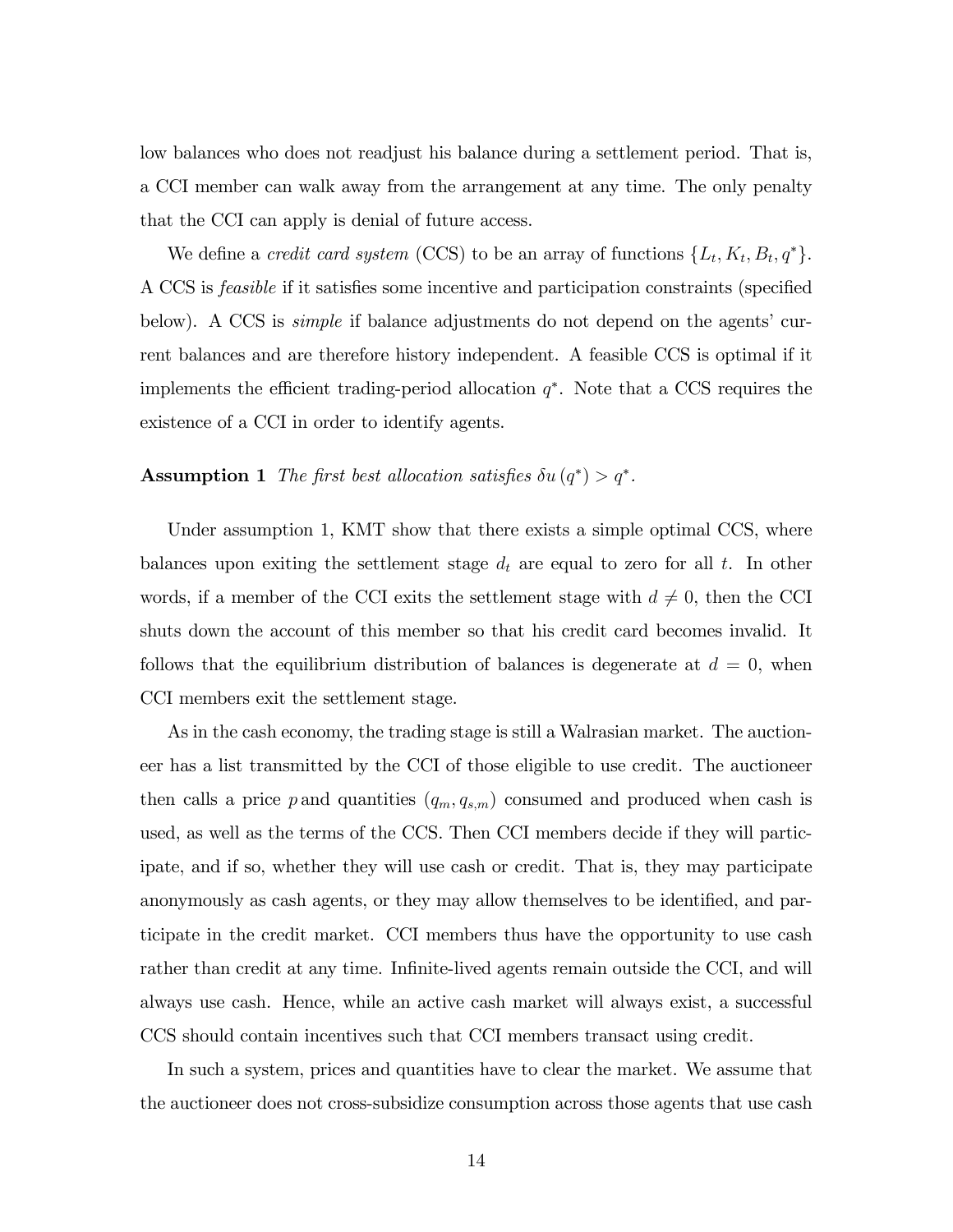low balances who does not readjust his balance during a settlement period. That is, a CCI member can walk away from the arrangement at any time. The only penalty that the CCI can apply is denial of future access.

We define a *credit card system* (CCS) to be an array of functions $\{L_t, K_t, B_t, q^*\}$. A CCS is *feasible* if it satisfies some incentive and participation constraints (specified below). A CCS is *simple* if balance adjustments do not depend on the agents' current balances and are therefore history independent. A feasible CCS is optimal if it implements the efficient trading-period allocation $q^*$. Note that a CCS requires the existence of a CCI in order to identify agents.

**Assumption 1** *The first best allocation satisfies* $\delta u(q^*) > q^*$.

Under assumption 1, KMT show that there exists a simple optimal CCS, where balances upon exiting the settlement stage $d_t$ are equal to zero for all $t$. In other words, if a member of the CCI exits the settlement stage with $d \neq 0$, then the CCI shuts down the account of this member so that his credit card becomes invalid. It follows that the equilibrium distribution of balances is degenerate at $d = 0$, when CCI members exit the settlement stage.

As in the cash economy, the trading stage is still a Walrasian market. The auctioneer has a list transmitted by the CCI of those eligible to use credit. The auctioneer then calls a price $p$ and quantities $(q_m, q_{s,m})$ consumed and produced when cash is used, as well as the terms of the CCS. Then CCI members decide if they will participate, and if so, whether they will use cash or credit. That is, they may participate anonymously as cash agents, or they may allow themselves to be identified, and participate in the credit market. CCI members thus have the opportunity to use cash rather than credit at any time. Infinite-lived agents remain outside the CCI, and will always use cash. Hence, while an active cash market will always exist, a successful CCS should contain incentives such that CCI members transact using credit.

In such a system, prices and quantities have to clear the market. We assume that the auctioneer does not cross-subsidize consumption across those agents that use cash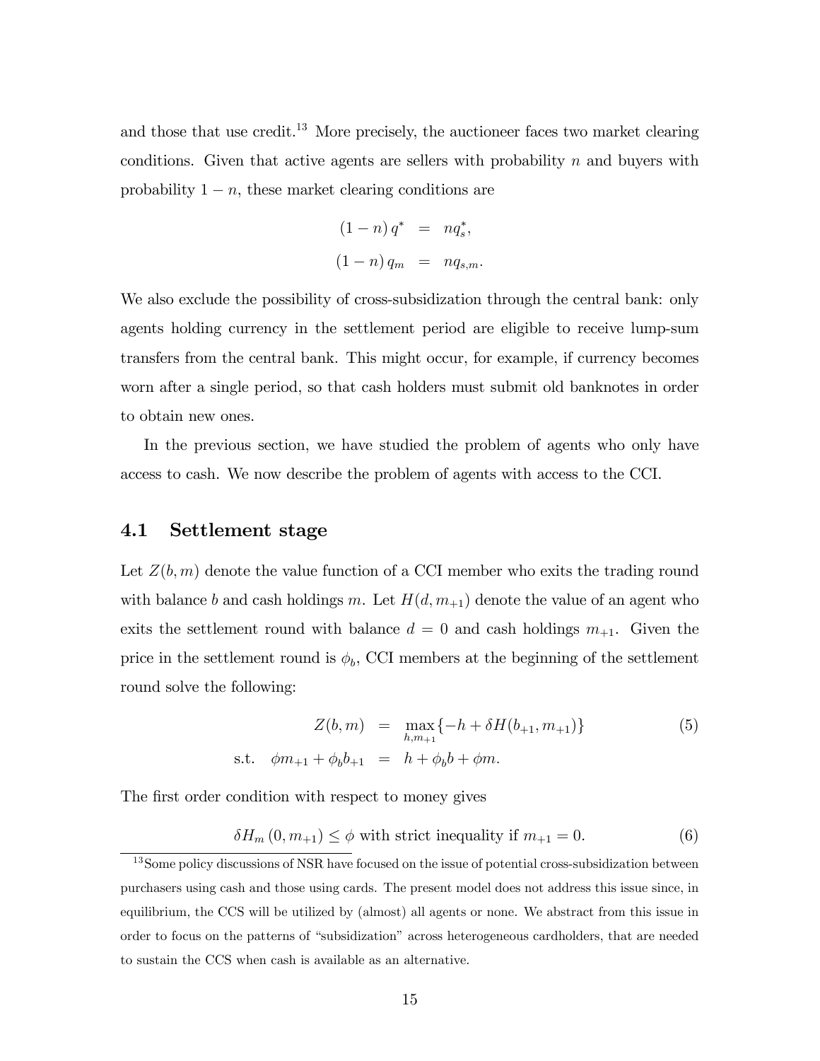and those that use credit.[13] More precisely, the auctioneer faces two market clearing conditions. Given that active agents are sellers with probability $n$ and buyers with probability $1-n$, these market clearing conditions are

$$
\begin{aligned}
(1-n)\, q^* &= n q_s^*, \\
(1-n)\, q_m &= n q_{s,m}.
\end{aligned}
$$

We also exclude the possibility of cross-subsidization through the central bank: only agents holding currency in the settlement period are eligible to receive lump-sum transfers from the central bank. This might occur, for example, if currency becomes worn after a single period, so that cash holders must submit old banknotes in order to obtain new ones.

In the previous section, we have studied the problem of agents who only have access to cash. We now describe the problem of agents with access to the CCI.

## 4.1 Settlement stage

Let $Z(b, m)$ denote the value function of a CCI member who exits the trading round with balance $b$ and cash holdings $m$. Let $H(d, m_{+1})$ denote the value of an agent who exits the settlement round with balance $d = 0$ and cash holdings $m_{+1}$. Given the price in the settlement round is $\phi_b$, CCI members at the beginning of the settlement round solve the following:

$$
\begin{aligned}
Z(b, m) &= \max_{h, m_{+1}} \{-h + \delta H(b_{+1}, m_{+1})\} \qquad (5) \\
\text{s.t.} \quad \phi m_{+1} + \phi_b b_{+1} &= h + \phi_b b + \phi m.
\end{aligned}
$$

The first order condition with respect to money gives

$$
\delta H_m(0, m_{+1}) \leq \phi \text{ with strict inequality if } m_{+1} = 0. \qquad (6)
$$

[13] Some policy discussions of NSR have focused on the issue of potential cross-subsidization between purchasers using cash and those using cards. The present model does not address this issue since, in equilibrium, the CCS will be utilized by (almost) all agents or none. We abstract from this issue in order to focus on the patterns of "subsidization" across heterogeneous cardholders, that are needed to sustain the CCS when cash is available as an alternative.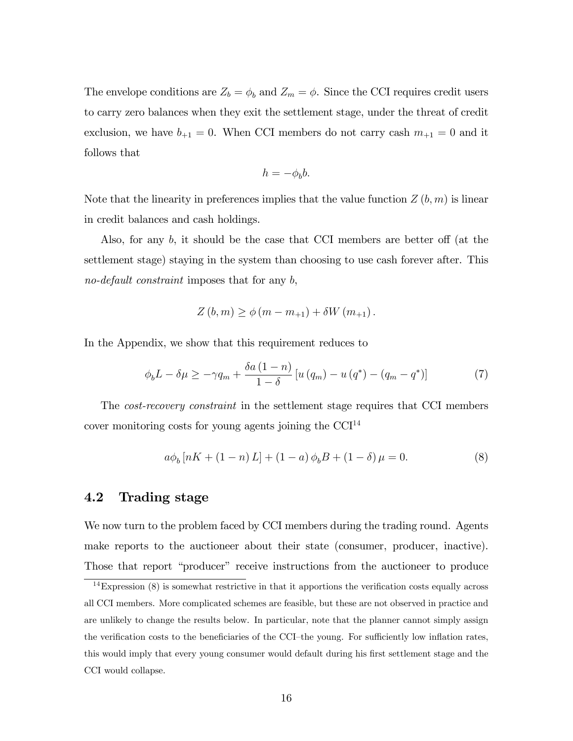The envelope conditions are $Z_b = \phi_b$ and $Z_m = \phi$. Since the CCI requires credit users to carry zero balances when they exit the settlement stage, under the threat of credit exclusion, we have $b_{+1} = 0$. When CCI members do not carry cash $m_{+1} = 0$ and it follows that

$$h = -\phi_b b.$$

Note that the linearity in preferences implies that the value function $Z(b, m)$ is linear in credit balances and cash holdings.

Also, for any $b$, it should be the case that CCI members are better off (at the settlement stage) staying in the system than choosing to use cash forever after. This *no-default constraint* imposes that for any $b$,

$$Z(b, m) \geq \phi(m - m_{+1}) + \delta W(m_{+1}).$$

In the Appendix, we show that this requirement reduces to

$$\phi_b L - \delta\mu \geq -\gamma q_m + \frac{\delta a(1-n)}{1-\delta}\left[u(q_m) - u(q^*) - (q_m - q^*)\right] \tag{7}$$

The *cost-recovery constraint* in the settlement stage requires that CCI members cover monitoring costs for young agents joining the CCI[14]

$$a\phi_b\left[nK + (1-n)L\right] + (1-a)\phi_b B + (1-\delta)\mu = 0. \tag{8}$$

## 4.2 Trading stage

We now turn to the problem faced by CCI members during the trading round. Agents make reports to the auctioneer about their state (consumer, producer, inactive). Those that report "producer" receive instructions from the auctioneer to produce

[14] Expression (8) is somewhat restrictive in that it apportions the verification costs equally across all CCI members. More complicated schemes are feasible, but these are not observed in practice and are unlikely to change the results below. In particular, note that the planner cannot simply assign the verification costs to the beneficiaries of the CCI–the young. For sufficiently low inflation rates, this would imply that every young consumer would default during his first settlement stage and the CCI would collapse.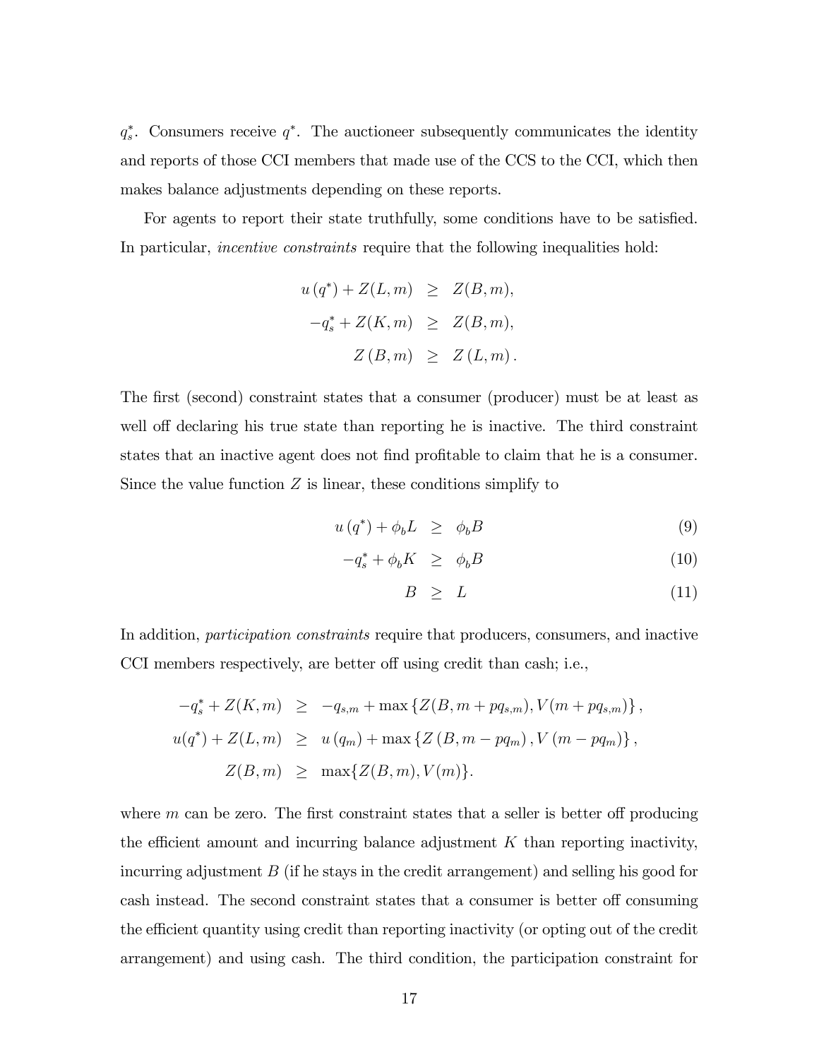$q_s^*$. Consumers receive $q^*$. The auctioneer subsequently communicates the identity and reports of those CCI members that made use of the CCS to the CCI, which then makes balance adjustments depending on these reports.

For agents to report their state truthfully, some conditions have to be satisfied. In particular, *incentive constraints* require that the following inequalities hold:

$$
\begin{aligned}
u(q^*) + Z(L, m) &\geq Z(B, m), \\
-q_s^* + Z(K, m) &\geq Z(B, m), \\
Z(B, m) &\geq Z(L, m).
\end{aligned}
$$

The first (second) constraint states that a consumer (producer) must be at least as well off declaring his true state than reporting he is inactive. The third constraint states that an inactive agent does not find profitable to claim that he is a consumer. Since the value function $Z$ is linear, these conditions simplify to

$$u(q^*) + \phi_b L \geq \phi_b B \tag{9}$$

$$-q_s^* + \phi_b K \geq \phi_b B \tag{10}$$

$$B \geq L \tag{11}$$

In addition, *participation constraints* require that producers, consumers, and inactive CCI members respectively, are better off using credit than cash; i.e.,

$$
\begin{aligned}
-q_s^* + Z(K, m) &\geq -q_{s,m} + \max\{Z(B, m + pq_{s,m}), V(m + pq_{s,m})\}, \\
u(q^*) + Z(L, m) &\geq u(q_m) + \max\{Z(B, m - pq_m), V(m - pq_m)\}, \\
Z(B, m) &\geq \max\{Z(B, m), V(m)\}.
\end{aligned}
$$

where $m$ can be zero. The first constraint states that a seller is better off producing the efficient amount and incurring balance adjustment $K$ than reporting inactivity, incurring adjustment $B$ (if he stays in the credit arrangement) and selling his good for cash instead. The second constraint states that a consumer is better off consuming the efficient quantity using credit than reporting inactivity (or opting out of the credit arrangement) and using cash. The third condition, the participation constraint for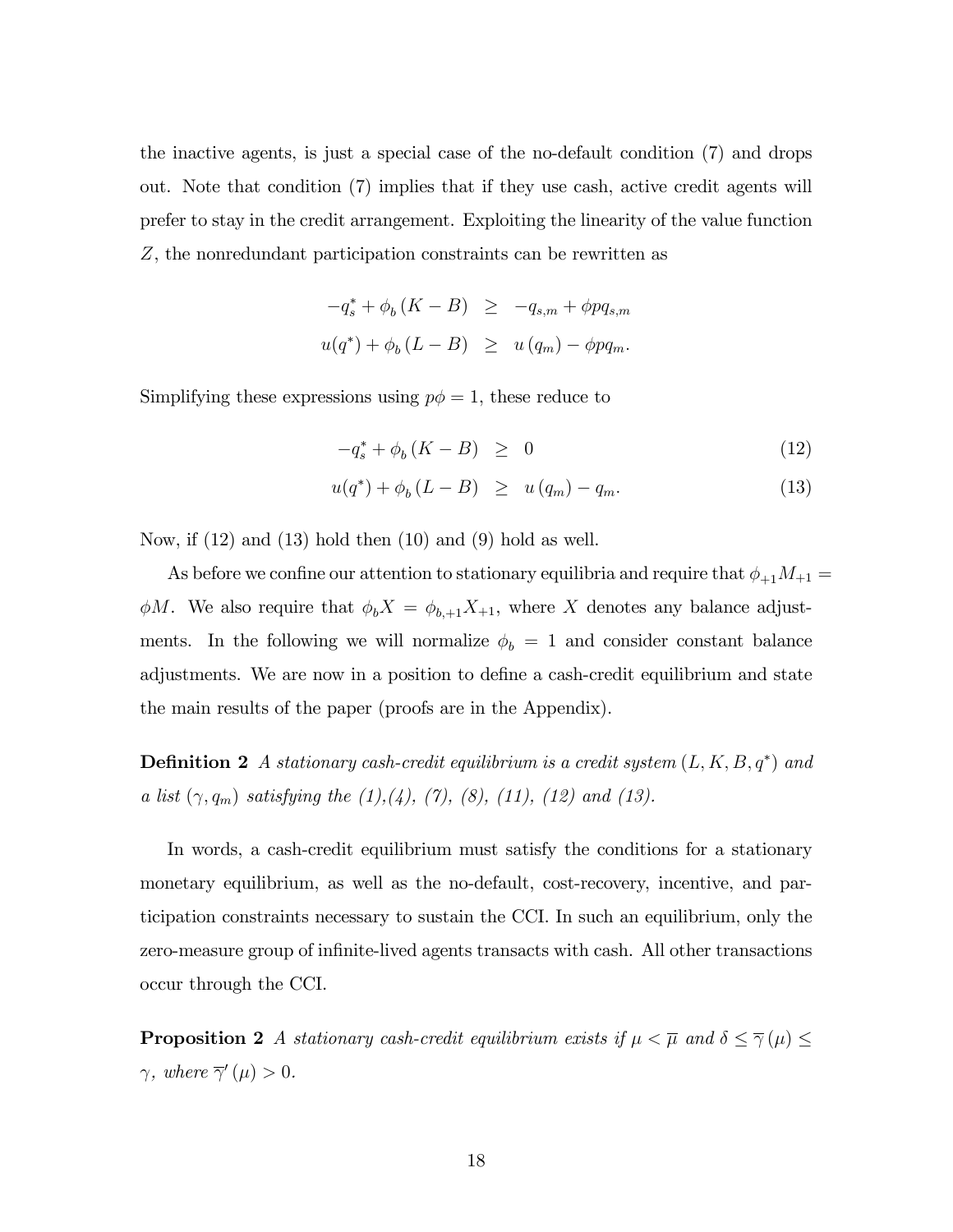the inactive agents, is just a special case of the no-default condition (7) and drops out. Note that condition (7) implies that if they use cash, active credit agents will prefer to stay in the credit arrangement. Exploiting the linearity of the value function $Z$, the nonredundant participation constraints can be rewritten as

$$
\begin{aligned}
-q_s^* + \phi_b (K - B) &\geq -q_{s,m} + \phi p q_{s,m} \\
u(q^*) + \phi_b (L - B) &\geq u(q_m) - \phi p q_m.
\end{aligned}
$$

Simplifying these expressions using $p\phi = 1$, these reduce to

$$
-q_s^* + \phi_b (K - B) \geq 0 \tag{12}
$$

$$
u(q^*) + \phi_b (L - B) \geq u(q_m) - q_m. \tag{13}
$$

Now, if (12) and (13) hold then (10) and (9) hold as well.

As before we confine our attention to stationary equilibria and require that $\phi_{+1} M_{+1} = \phi M$. We also require that $\phi_b X = \phi_{b,+1} X_{+1}$, where $X$ denotes any balance adjustments. In the following we will normalize $\phi_b = 1$ and consider constant balance adjustments. We are now in a position to define a cash-credit equilibrium and state the main results of the paper (proofs are in the Appendix).

**Definition 2** *A stationary cash-credit equilibrium is a credit system $(L, K, B, q^*)$ and a list $(\gamma, q_m)$ satisfying the (1),(4), (7), (8), (11), (12) and (13).*

In words, a cash-credit equilibrium must satisfy the conditions for a stationary monetary equilibrium, as well as the no-default, cost-recovery, incentive, and participation constraints necessary to sustain the CCI. In such an equilibrium, only the zero-measure group of infinite-lived agents transacts with cash. All other transactions occur through the CCI.

**Proposition 2** *A stationary cash-credit equilibrium exists if $\mu < \overline{\mu}$ and $\delta \leq \overline{\gamma}(\mu) \leq \gamma$, where $\overline{\gamma}'(\mu) > 0$.*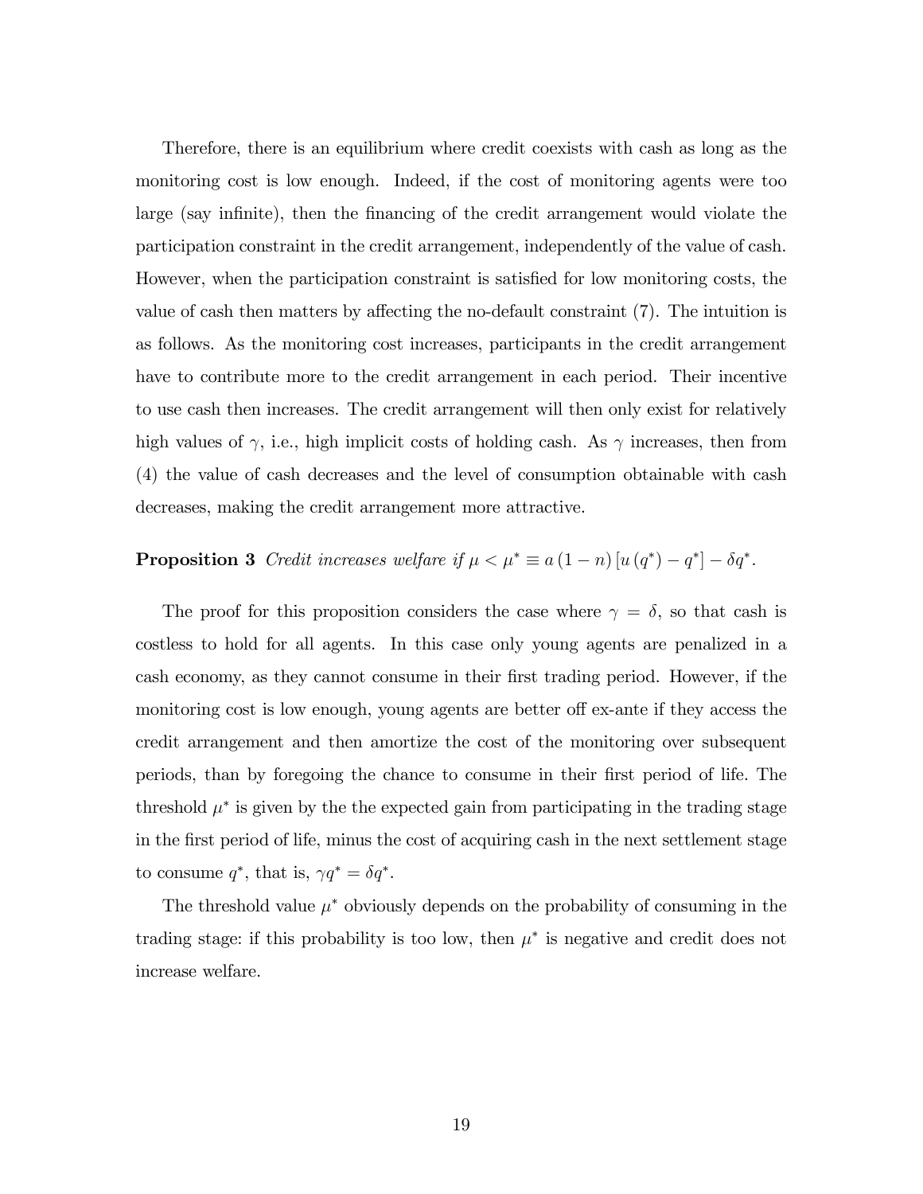Therefore, there is an equilibrium where credit coexists with cash as long as the monitoring cost is low enough. Indeed, if the cost of monitoring agents were too large (say infinite), then the financing of the credit arrangement would violate the participation constraint in the credit arrangement, independently of the value of cash. However, when the participation constraint is satisfied for low monitoring costs, the value of cash then matters by affecting the no-default constraint (7). The intuition is as follows. As the monitoring cost increases, participants in the credit arrangement have to contribute more to the credit arrangement in each period. Their incentive to use cash then increases. The credit arrangement will then only exist for relatively high values of $\gamma$, i.e., high implicit costs of holding cash. As $\gamma$ increases, then from (4) the value of cash decreases and the level of consumption obtainable with cash decreases, making the credit arrangement more attractive.

**Proposition 3** *Credit increases welfare if* $\mu < \mu^* \equiv a(1-n)[u(q^*) - q^*] - \delta q^*$.

The proof for this proposition considers the case where $\gamma = \delta$, so that cash is costless to hold for all agents. In this case only young agents are penalized in a cash economy, as they cannot consume in their first trading period. However, if the monitoring cost is low enough, young agents are better off ex-ante if they access the credit arrangement and then amortize the cost of the monitoring over subsequent periods, than by foregoing the chance to consume in their first period of life. The threshold $\mu^*$ is given by the the expected gain from participating in the trading stage in the first period of life, minus the cost of acquiring cash in the next settlement stage to consume $q^*$, that is, $\gamma q^* = \delta q^*$.

The threshold value $\mu^*$ obviously depends on the probability of consuming in the trading stage: if this probability is too low, then $\mu^*$ is negative and credit does not increase welfare.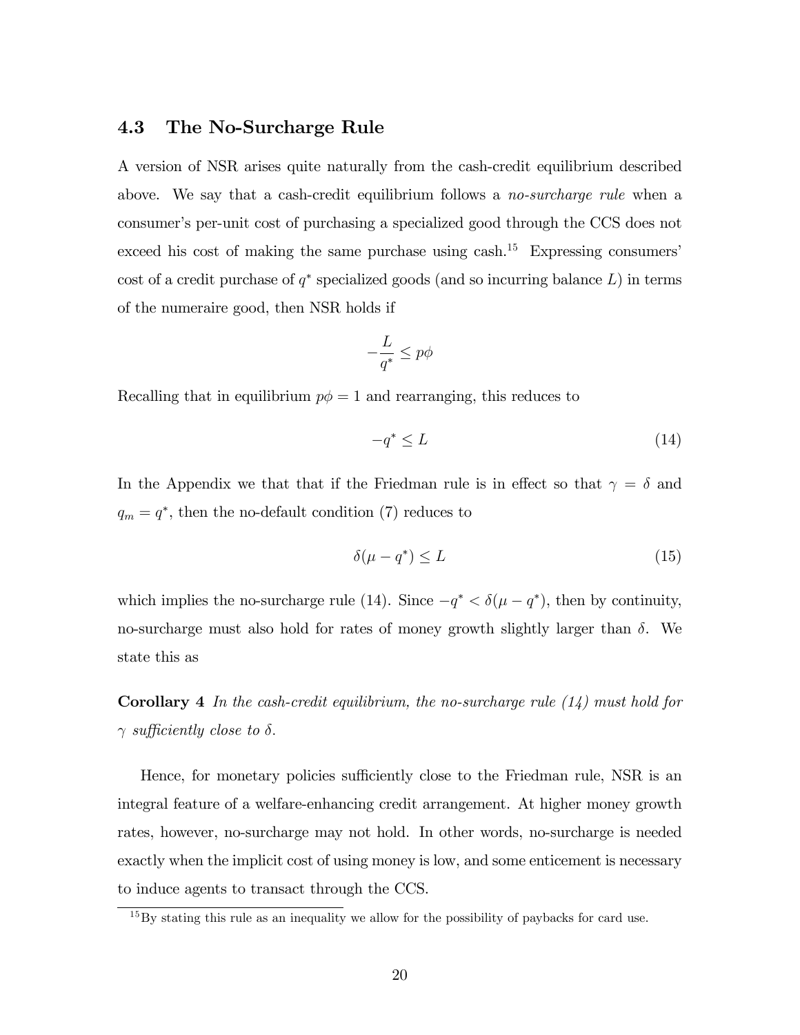### 4.3 The No-Surcharge Rule

A version of NSR arises quite naturally from the cash-credit equilibrium described above. We say that a cash-credit equilibrium follows a *no-surcharge rule* when a consumer's per-unit cost of purchasing a specialized good through the CCS does not exceed his cost of making the same purchase using cash.[15] Expressing consumers' cost of a credit purchase of $q^*$ specialized goods (and so incurring balance $L$) in terms of the numeraire good, then NSR holds if

$$-\frac{L}{q^*} \leq p\phi$$

Recalling that in equilibrium $p\phi = 1$ and rearranging, this reduces to

$$-q^* \leq L \tag{14}$$

In the Appendix we that that if the Friedman rule is in effect so that $\gamma = \delta$ and $q_m = q^*$, then the no-default condition (7) reduces to

$$\delta(\mu - q^*) \leq L \tag{15}$$

which implies the no-surcharge rule (14). Since $-q^* < \delta(\mu - q^*)$, then by continuity, no-surcharge must also hold for rates of money growth slightly larger than $\delta$. We state this as

**Corollary 4** *In the cash-credit equilibrium, the no-surcharge rule (14) must hold for $\gamma$ sufficiently close to $\delta$.*

Hence, for monetary policies sufficiently close to the Friedman rule, NSR is an integral feature of a welfare-enhancing credit arrangement. At higher money growth rates, however, no-surcharge may not hold. In other words, no-surcharge is needed exactly when the implicit cost of using money is low, and some enticement is necessary to induce agents to transact through the CCS.

[15] By stating this rule as an inequality we allow for the possibility of paybacks for card use.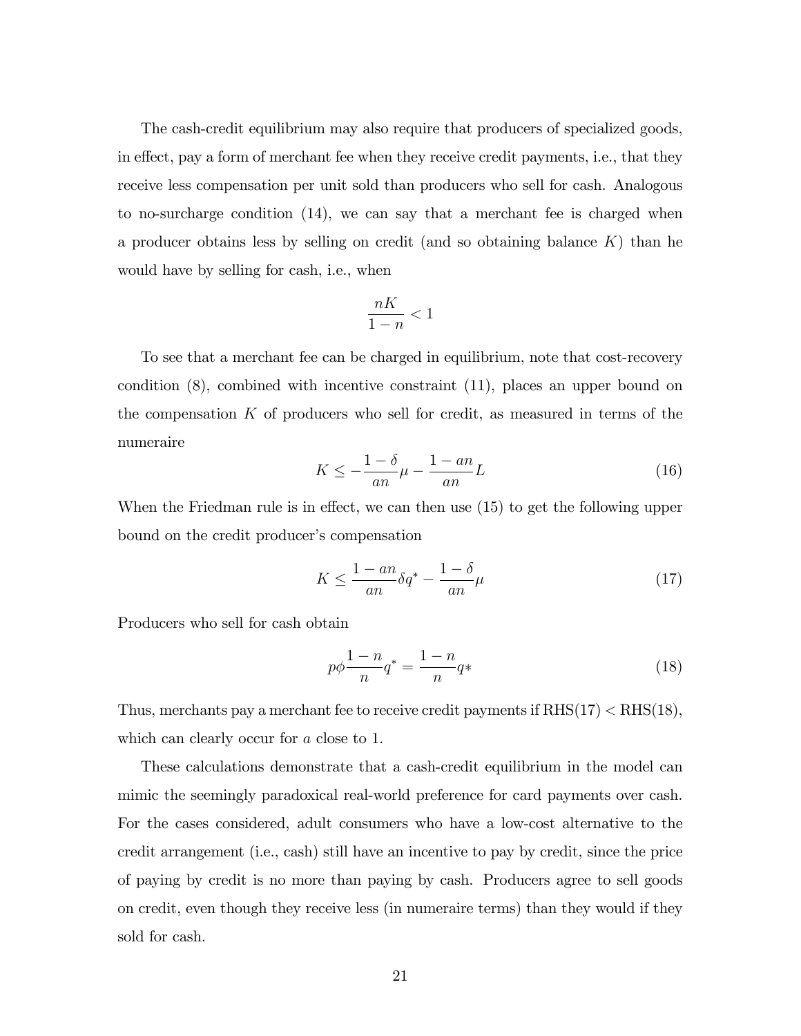The cash-credit equilibrium may also require that producers of specialized goods, in effect, pay a form of merchant fee when they receive credit payments, i.e., that they receive less compensation per unit sold than producers who sell for cash. Analogous to no-surcharge condition (14), we can say that a merchant fee is charged when a producer obtains less by selling on credit (and so obtaining balance $K$) than he would have by selling for cash, i.e., when

$$\frac{nK}{1-n} < 1$$

To see that a merchant fee can be charged in equilibrium, note that cost-recovery condition (8), combined with incentive constraint (11), places an upper bound on the compensation $K$ of producers who sell for credit, as measured in terms of the numeraire

$$K \leq -\frac{1-\delta}{an}\mu - \frac{1-an}{an}L \tag{16}$$

When the Friedman rule is in effect, we can then use (15) to get the following upper bound on the credit producer's compensation

$$K \leq \frac{1-an}{an}\delta q^{*} - \frac{1-\delta}{an}\mu \tag{17}$$

Producers who sell for cash obtain

$$p\phi\frac{1-n}{n}q^{*} = \frac{1-n}{n}q* \tag{18}$$

Thus, merchants pay a merchant fee to receive credit payments if RHS(17) < RHS(18), which can clearly occur for $a$ close to 1.

These calculations demonstrate that a cash-credit equilibrium in the model can mimic the seemingly paradoxical real-world preference for card payments over cash. For the cases considered, adult consumers who have a low-cost alternative to the credit arrangement (i.e., cash) still have an incentive to pay by credit, since the price of paying by credit is no more than paying by cash. Producers agree to sell goods on credit, even though they receive less (in numeraire terms) than they would if they sold for cash.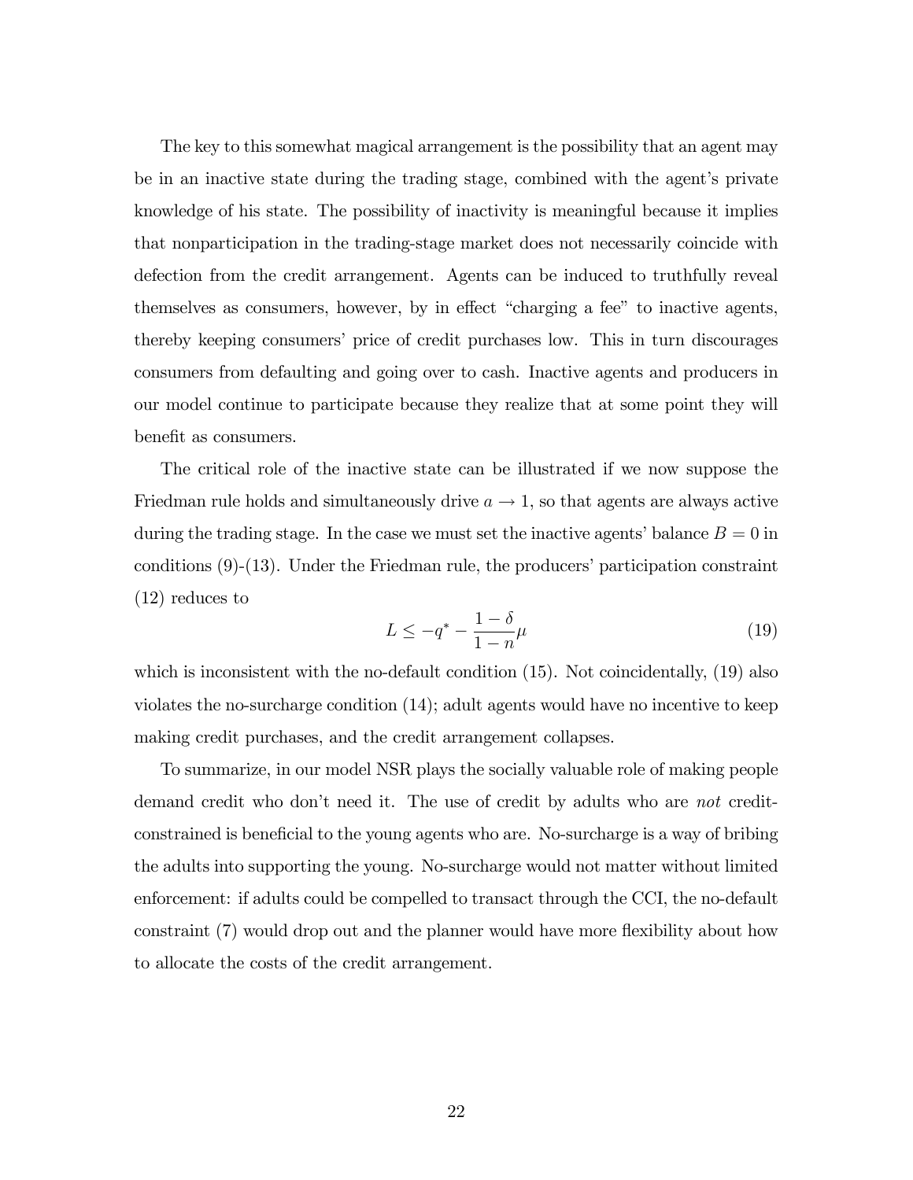The key to this somewhat magical arrangement is the possibility that an agent may be in an inactive state during the trading stage, combined with the agent's private knowledge of his state. The possibility of inactivity is meaningful because it implies that nonparticipation in the trading-stage market does not necessarily coincide with defection from the credit arrangement. Agents can be induced to truthfully reveal themselves as consumers, however, by in effect "charging a fee" to inactive agents, thereby keeping consumers' price of credit purchases low. This in turn discourages consumers from defaulting and going over to cash. Inactive agents and producers in our model continue to participate because they realize that at some point they will benefit as consumers.

The critical role of the inactive state can be illustrated if we now suppose the Friedman rule holds and simultaneously drive $a \to 1$, so that agents are always active during the trading stage. In the case we must set the inactive agents' balance $B = 0$ in conditions (9)-(13). Under the Friedman rule, the producers' participation constraint (12) reduces to

$$L \leq -q^{*} - \frac{1-\delta}{1-n}\mu \tag{19}$$

which is inconsistent with the no-default condition (15). Not coincidentally, (19) also violates the no-surcharge condition (14); adult agents would have no incentive to keep making credit purchases, and the credit arrangement collapses.

To summarize, in our model NSR plays the socially valuable role of making people demand credit who don't need it. The use of credit by adults who are *not* credit-constrained is beneficial to the young agents who are. No-surcharge is a way of bribing the adults into supporting the young. No-surcharge would not matter without limited enforcement: if adults could be compelled to transact through the CCI, the no-default constraint (7) would drop out and the planner would have more flexibility about how to allocate the costs of the credit arrangement.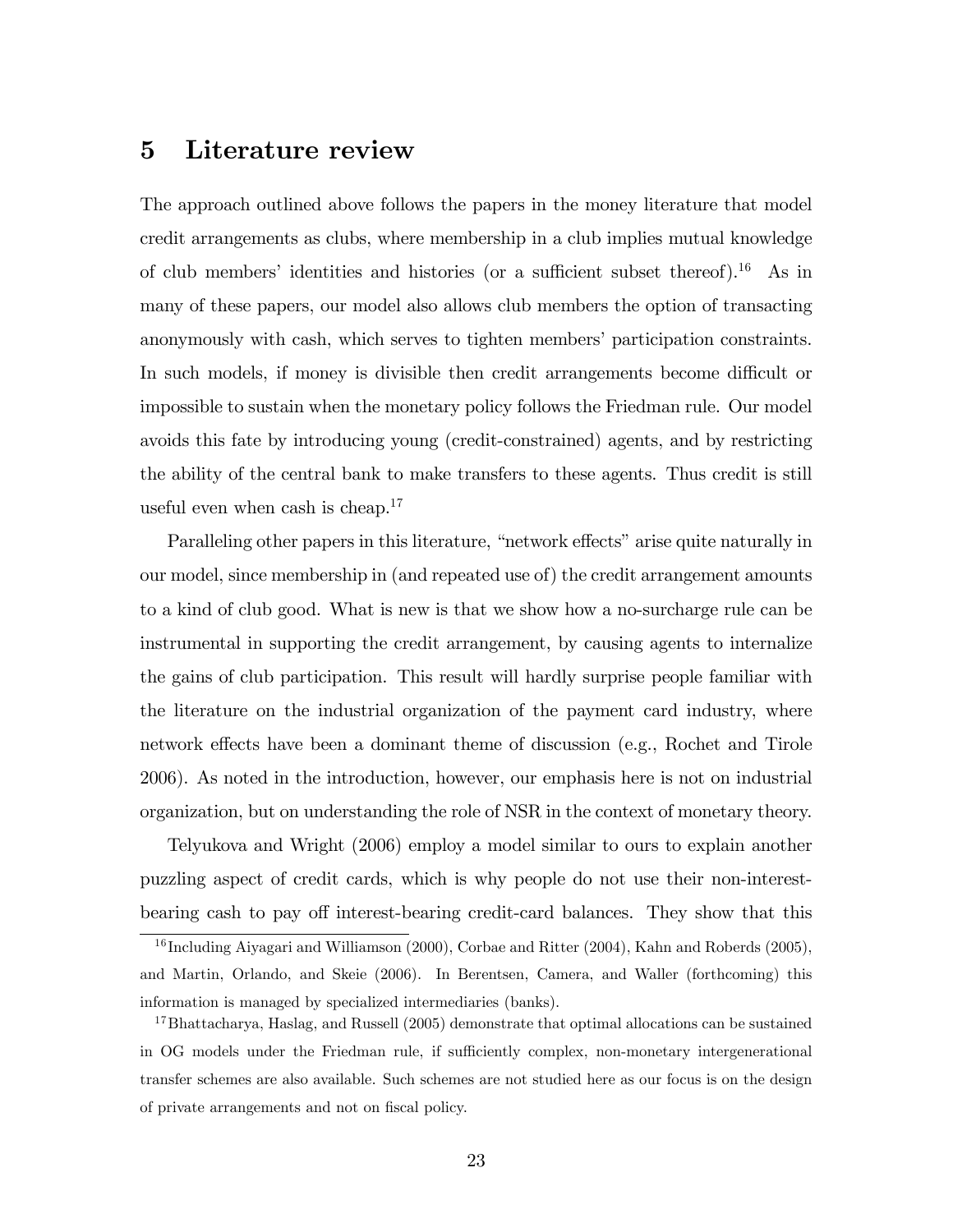# 5 Literature review

The approach outlined above follows the papers in the money literature that model credit arrangements as clubs, where membership in a club implies mutual knowledge of club members' identities and histories (or a sufficient subset thereof).[16] As in many of these papers, our model also allows club members the option of transacting anonymously with cash, which serves to tighten members' participation constraints. In such models, if money is divisible then credit arrangements become difficult or impossible to sustain when the monetary policy follows the Friedman rule. Our model avoids this fate by introducing young (credit-constrained) agents, and by restricting the ability of the central bank to make transfers to these agents. Thus credit is still useful even when cash is cheap.[17]

Paralleling other papers in this literature, "network effects" arise quite naturally in our model, since membership in (and repeated use of) the credit arrangement amounts to a kind of club good. What is new is that we show how a no-surcharge rule can be instrumental in supporting the credit arrangement, by causing agents to internalize the gains of club participation. This result will hardly surprise people familiar with the literature on the industrial organization of the payment card industry, where network effects have been a dominant theme of discussion (e.g., Rochet and Tirole 2006). As noted in the introduction, however, our emphasis here is not on industrial organization, but on understanding the role of NSR in the context of monetary theory.

Telyukova and Wright (2006) employ a model similar to ours to explain another puzzling aspect of credit cards, which is why people do not use their non-interest-bearing cash to pay off interest-bearing credit-card balances. They show that this

[16] Including Aiyagari and Williamson (2000), Corbae and Ritter (2004), Kahn and Roberds (2005), and Martin, Orlando, and Skeie (2006). In Berentsen, Camera, and Waller (forthcoming) this information is managed by specialized intermediaries (banks).

[17] Bhattacharya, Haslag, and Russell (2005) demonstrate that optimal allocations can be sustained in OG models under the Friedman rule, if sufficiently complex, non-monetary intergenerational transfer schemes are also available. Such schemes are not studied here as our focus is on the design of private arrangements and not on fiscal policy.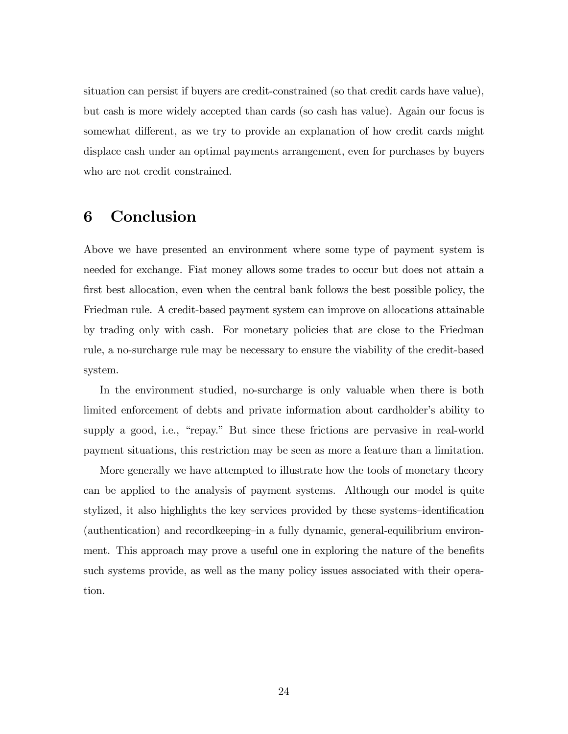situation can persist if buyers are credit-constrained (so that credit cards have value), but cash is more widely accepted than cards (so cash has value). Again our focus is somewhat different, as we try to provide an explanation of how credit cards might displace cash under an optimal payments arrangement, even for purchases by buyers who are not credit constrained.

## 6 Conclusion

Above we have presented an environment where some type of payment system is needed for exchange. Fiat money allows some trades to occur but does not attain a first best allocation, even when the central bank follows the best possible policy, the Friedman rule. A credit-based payment system can improve on allocations attainable by trading only with cash. For monetary policies that are close to the Friedman rule, a no-surcharge rule may be necessary to ensure the viability of the credit-based system.

In the environment studied, no-surcharge is only valuable when there is both limited enforcement of debts and private information about cardholder's ability to supply a good, i.e., "repay." But since these frictions are pervasive in real-world payment situations, this restriction may be seen as more a feature than a limitation.

More generally we have attempted to illustrate how the tools of monetary theory can be applied to the analysis of payment systems. Although our model is quite stylized, it also highlights the key services provided by these systems–identification (authentication) and recordkeeping–in a fully dynamic, general-equilibrium environment. This approach may prove a useful one in exploring the nature of the benefits such systems provide, as well as the many policy issues associated with their operation.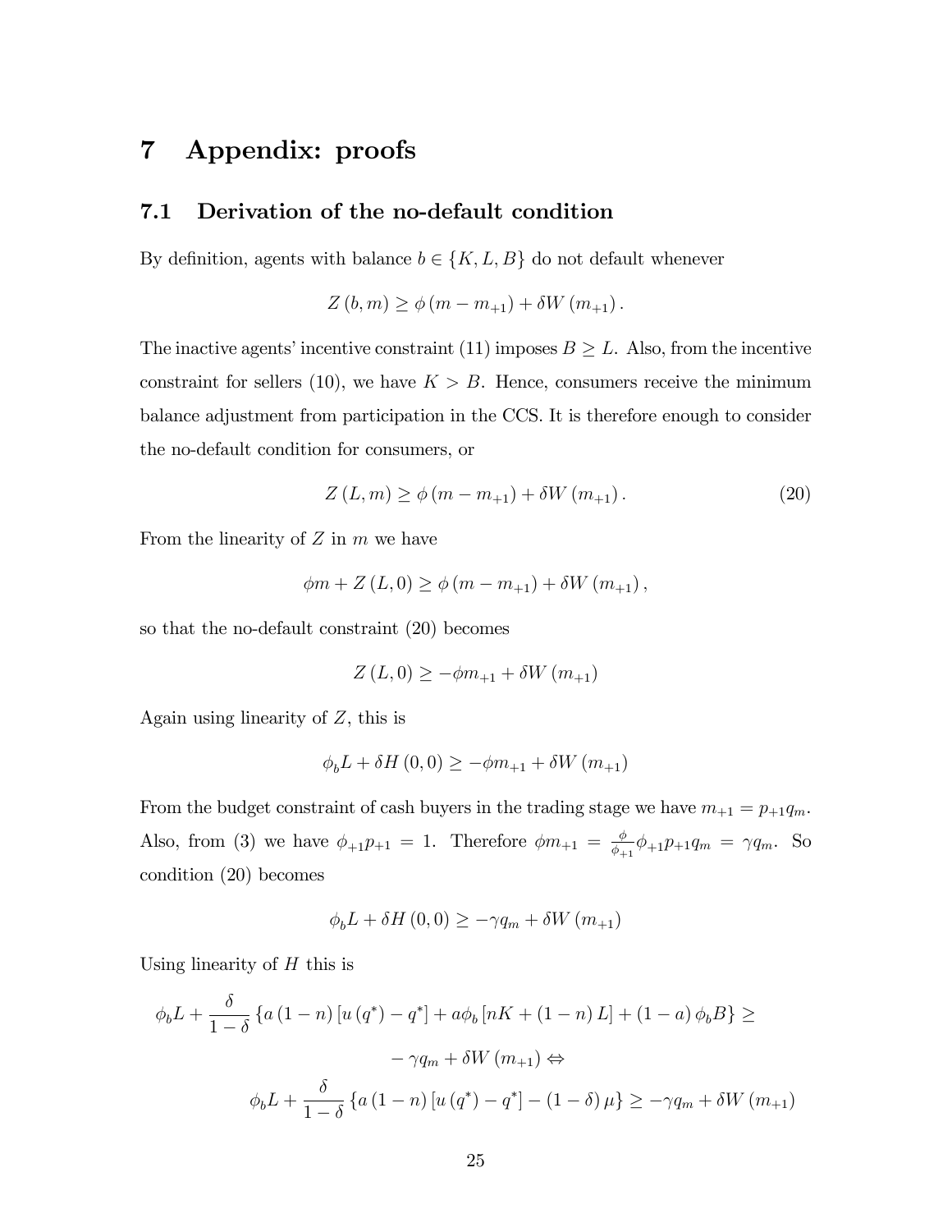# 7 Appendix: proofs

## 7.1 Derivation of the no-default condition

By definition, agents with balance $b \in \{K, L, B\}$ do not default whenever

$$Z(b, m) \geq \phi(m - m_{+1}) + \delta W(m_{+1}).$$

The inactive agents' incentive constraint (11) imposes $B \geq L$. Also, from the incentive constraint for sellers (10), we have $K > B$. Hence, consumers receive the minimum balance adjustment from participation in the CCS. It is therefore enough to consider the no-default condition for consumers, or

$$Z(L, m) \geq \phi(m - m_{+1}) + \delta W(m_{+1}). \tag{20}$$

From the linearity of $Z$ in $m$ we have

$$\phi m + Z(L, 0) \geq \phi(m - m_{+1}) + \delta W(m_{+1}),$$

so that the no-default constraint (20) becomes

$$Z(L, 0) \geq -\phi m_{+1} + \delta W(m_{+1})$$

Again using linearity of $Z$, this is

$$\phi_b L + \delta H(0, 0) \geq -\phi m_{+1} + \delta W(m_{+1})$$

From the budget constraint of cash buyers in the trading stage we have $m_{+1} = p_{+1} q_m$. Also, from (3) we have $\phi_{+1} p_{+1} = 1$. Therefore $\phi m_{+1} = \frac{\phi}{\phi_{+1}} \phi_{+1} p_{+1} q_m = \gamma q_m$. So condition (20) becomes

$$\phi_b L + \delta H(0, 0) \geq -\gamma q_m + \delta W(m_{+1})$$

Using linearity of $H$ this is

$$\phi_b L + \frac{\delta}{1-\delta} \{a(1-n)[u(q^*) - q^*] + a\phi_b [nK + (1-n)L] + (1-a)\phi_b B\} \geq$$

$$-\gamma q_m + \delta W(m_{+1}) \Leftrightarrow$$

$$\phi_b L + \frac{\delta}{1-\delta} \{a(1-n)[u(q^*) - q^*] - (1-\delta)\mu\} \geq -\gamma q_m + \delta W(m_{+1})$$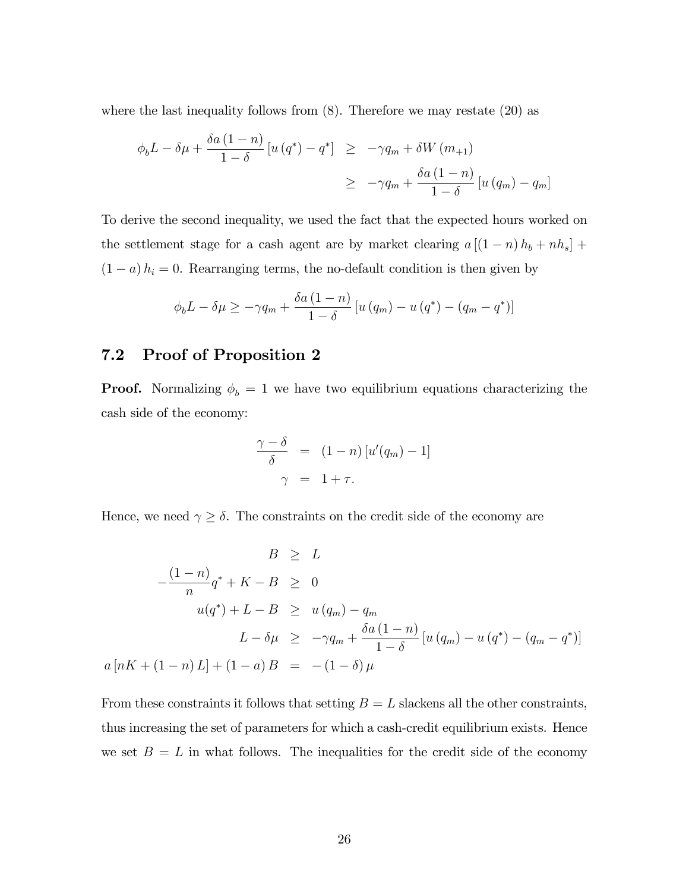where the last inequality follows from (8). Therefore we may restate (20) as

$$
\begin{aligned}
\phi_b L - \delta\mu + \frac{\delta a(1-n)}{1-\delta}\left[u(q^*) - q^*\right] &\geq -\gamma q_m + \delta W(m_{+1}) \\
&\geq -\gamma q_m + \frac{\delta a(1-n)}{1-\delta}\left[u(q_m) - q_m\right]
\end{aligned}
$$

To derive the second inequality, we used the fact that the expected hours worked on the settlement stage for a cash agent are by market clearing $a[(1-n)h_b + nh_s] + (1-a)h_i = 0$. Rearranging terms, the no-default condition is then given by

$$
\phi_b L - \delta\mu \geq -\gamma q_m + \frac{\delta a(1-n)}{1-\delta}\left[u(q_m) - u(q^*) - (q_m - q^*)\right]
$$

## 7.2 Proof of Proposition 2

**Proof.** Normalizing $\phi_b = 1$ we have two equilibrium equations characterizing the cash side of the economy:

$$
\begin{aligned}
\frac{\gamma - \delta}{\delta} &= (1-n)\left[u'(q_m) - 1\right] \\
\gamma &= 1 + \tau.
\end{aligned}
$$

Hence, we need $\gamma \geq \delta$. The constraints on the credit side of the economy are

$$
\begin{aligned}
B &\geq L \\
-\frac{(1-n)}{n}q^* + K - B &\geq 0 \\
u(q^*) + L - B &\geq u(q_m) - q_m \\
L - \delta\mu &\geq -\gamma q_m + \frac{\delta a(1-n)}{1-\delta}\left[u(q_m) - u(q^*) - (q_m - q^*)\right] \\
a\left[nK + (1-n)L\right] + (1-a)B &= -(1-\delta)\mu
\end{aligned}
$$

From these constraints it follows that setting $B = L$ slackens all the other constraints, thus increasing the set of parameters for which a cash-credit equilibrium exists. Hence we set $B = L$ in what follows. The inequalities for the credit side of the economy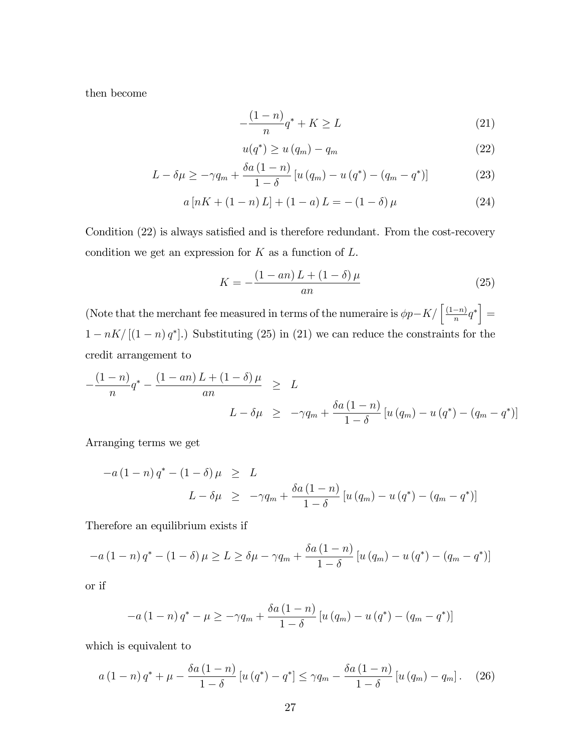then become

$$-\frac{(1-n)}{n}q^{*}+K\geq L \tag{21}$$

$$u(q^{*})\geq u\left(q_{m}\right)-q_{m} \tag{22}$$

$$L-\delta\mu\geq-\gamma q_{m}+\frac{\delta a\left(1-n\right)}{1-\delta}\left[u\left(q_{m}\right)-u\left(q^{*}\right)-\left(q_{m}-q^{*}\right)\right] \tag{23}$$

$$a\left[nK+\left(1-n\right)L\right]+\left(1-a\right)L=-\left(1-\delta\right)\mu \tag{24}$$

Condition (22) is always satisfied and is therefore redundant. From the cost-recovery condition we get an expression for $K$ as a function of $L$.

$$K=-\frac{\left(1-an\right)L+\left(1-\delta\right)\mu}{an} \tag{25}$$

(Note that the merchant fee measured in terms of the numeraire is $\phi p-K/\left[\frac{(1-n)}{n}q^{*}\right]=1-nK/\left[\left(1-n\right)q^{*}\right]$.) Substituting (25) in (21) we can reduce the constraints for the credit arrangement to

$$\begin{aligned}
-\frac{(1-n)}{n}q^{*}-\frac{\left(1-an\right)L+\left(1-\delta\right)\mu}{an} &\geq L\\
L-\delta\mu &\geq -\gamma q_{m}+\frac{\delta a\left(1-n\right)}{1-\delta}\left[u\left(q_{m}\right)-u\left(q^{*}\right)-\left(q_{m}-q^{*}\right)\right]
\end{aligned}$$

Arranging terms we get

$$\begin{aligned}
-a\left(1-n\right)q^{*}-\left(1-\delta\right)\mu &\geq L\\
L-\delta\mu &\geq -\gamma q_{m}+\frac{\delta a\left(1-n\right)}{1-\delta}\left[u\left(q_{m}\right)-u\left(q^{*}\right)-\left(q_{m}-q^{*}\right)\right]
\end{aligned}$$

Therefore an equilibrium exists if

$$-a\left(1-n\right)q^{*}-\left(1-\delta\right)\mu\geq L\geq\delta\mu-\gamma q_{m}+\frac{\delta a\left(1-n\right)}{1-\delta}\left[u\left(q_{m}\right)-u\left(q^{*}\right)-\left(q_{m}-q^{*}\right)\right]$$

or if

$$-a\left(1-n\right)q^{*}-\mu\geq-\gamma q_{m}+\frac{\delta a\left(1-n\right)}{1-\delta}\left[u\left(q_{m}\right)-u\left(q^{*}\right)-\left(q_{m}-q^{*}\right)\right]$$

which is equivalent to

$$a\left(1-n\right)q^{*}+\mu-\frac{\delta a\left(1-n\right)}{1-\delta}\left[u\left(q^{*}\right)-q^{*}\right]\leq\gamma q_{m}-\frac{\delta a\left(1-n\right)}{1-\delta}\left[u\left(q_{m}\right)-q_{m}\right]. \tag{26}$$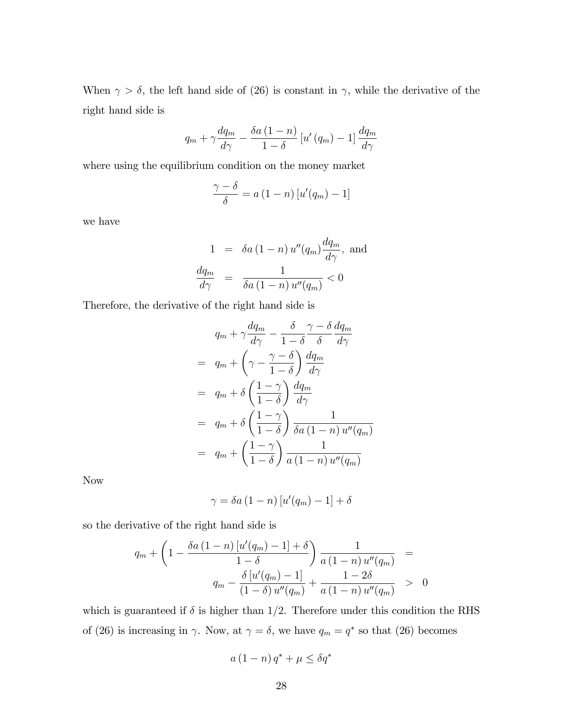When $\gamma > \delta$, the left hand side of (26) is constant in $\gamma$, while the derivative of the right hand side is

$$q_m + \gamma \frac{dq_m}{d\gamma} - \frac{\delta a (1-n)}{1-\delta} \left[ u'(q_m) - 1 \right] \frac{dq_m}{d\gamma}$$

where using the equilibrium condition on the money market

$$\frac{\gamma - \delta}{\delta} = a(1-n) \left[ u'(q_m) - 1 \right]$$

we have

$$\begin{aligned} 1 &= \delta a (1-n) u''(q_m) \frac{dq_m}{d\gamma}, \text{ and} \\ \frac{dq_m}{d\gamma} &= \frac{1}{\delta a (1-n) u''(q_m)} < 0 \end{aligned}$$

Therefore, the derivative of the right hand side is

$$\begin{aligned} & q_m + \gamma \frac{dq_m}{d\gamma} - \frac{\delta}{1-\delta} \frac{\gamma - \delta}{\delta} \frac{dq_m}{d\gamma} \\ = \; & q_m + \left( \gamma - \frac{\gamma - \delta}{1-\delta} \right) \frac{dq_m}{d\gamma} \\ = \; & q_m + \delta \left( \frac{1-\gamma}{1-\delta} \right) \frac{dq_m}{d\gamma} \\ = \; & q_m + \delta \left( \frac{1-\gamma}{1-\delta} \right) \frac{1}{\delta a (1-n) u''(q_m)} \\ = \; & q_m + \left( \frac{1-\gamma}{1-\delta} \right) \frac{1}{a (1-n) u''(q_m)} \end{aligned}$$

Now

$$\gamma = \delta a (1-n) \left[ u'(q_m) - 1 \right] + \delta$$

so the derivative of the right hand side is

$$\begin{aligned} q_m + \left( 1 - \frac{\delta a (1-n) \left[ u'(q_m) - 1 \right] + \delta}{1-\delta} \right) \frac{1}{a (1-n) u''(q_m)} &= \\ q_m - \frac{\delta \left[ u'(q_m) - 1 \right]}{(1-\delta) u''(q_m)} + \frac{1 - 2\delta}{a (1-n) u''(q_m)} &> 0 \end{aligned}$$

which is guaranteed if $\delta$ is higher than $1/2$. Therefore under this condition the RHS of (26) is increasing in $\gamma$. Now, at $\gamma = \delta$, we have $q_m = q^*$ so that (26) becomes

$$a (1-n) q^* + \mu \leq \delta q^*$$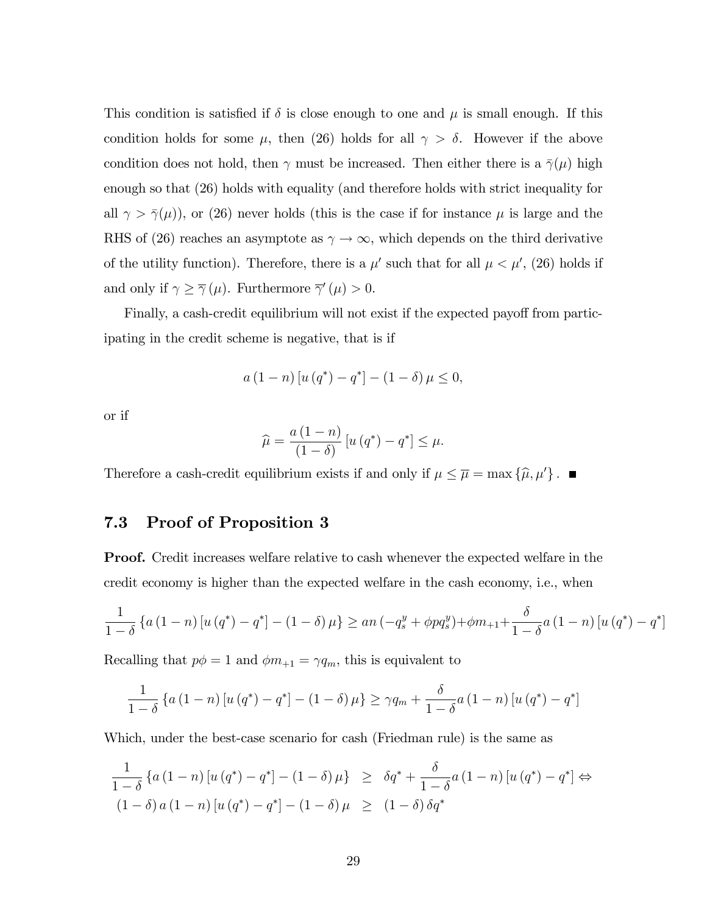This condition is satisfied if $\delta$ is close enough to one and $\mu$ is small enough. If this condition holds for some $\mu$, then (26) holds for all $\gamma > \delta$. However if the above condition does not hold, then $\gamma$ must be increased. Then either there is a $\bar{\gamma}(\mu)$ high enough so that (26) holds with equality (and therefore holds with strict inequality for all $\gamma > \bar{\gamma}(\mu)$), or (26) never holds (this is the case if for instance $\mu$ is large and the RHS of (26) reaches an asymptote as $\gamma \to \infty$, which depends on the third derivative of the utility function). Therefore, there is a $\mu'$ such that for all $\mu < \mu'$, (26) holds if and only if $\gamma \geq \overline{\gamma}(\mu)$. Furthermore $\overline{\gamma}'(\mu) > 0$.

Finally, a cash-credit equilibrium will not exist if the expected payoff from participating in the credit scheme is negative, that is if

$$a(1-n)[u(q^*) - q^*] - (1-\delta)\mu \leq 0,$$

or if

$$\widehat{\mu} = \frac{a(1-n)}{(1-\delta)}[u(q^*) - q^*] \leq \mu.$$

Therefore a cash-credit equilibrium exists if and only if $\mu \leq \overline{\mu} = \max\{\widehat{\mu}, \mu'\}$. ■

## 7.3 Proof of Proposition 3

**Proof.** Credit increases welfare relative to cash whenever the expected welfare in the credit economy is higher than the expected welfare in the cash economy, i.e., when

$$\frac{1}{1-\delta}\{a(1-n)[u(q^*) - q^*] - (1-\delta)\mu\} \geq an(-q_s^y + \phi p q_s^y) + \phi m_{+1} + \frac{\delta}{1-\delta}a(1-n)[u(q^*) - q^*]$$

Recalling that $p\phi = 1$ and $\phi m_{+1} = \gamma q_m$, this is equivalent to

$$\frac{1}{1-\delta}\{a(1-n)[u(q^*) - q^*] - (1-\delta)\mu\} \geq \gamma q_m + \frac{\delta}{1-\delta}a(1-n)[u(q^*) - q^*]$$

Which, under the best-case scenario for cash (Friedman rule) is the same as

$$\begin{aligned}
\frac{1}{1-\delta}\{a(1-n)[u(q^*) - q^*] - (1-\delta)\mu\} &\geq \delta q^* + \frac{\delta}{1-\delta}a(1-n)[u(q^*) - q^*] \Leftrightarrow \\
(1-\delta)a(1-n)[u(q^*) - q^*] - (1-\delta)\mu &\geq (1-\delta)\delta q^*
\end{aligned}$$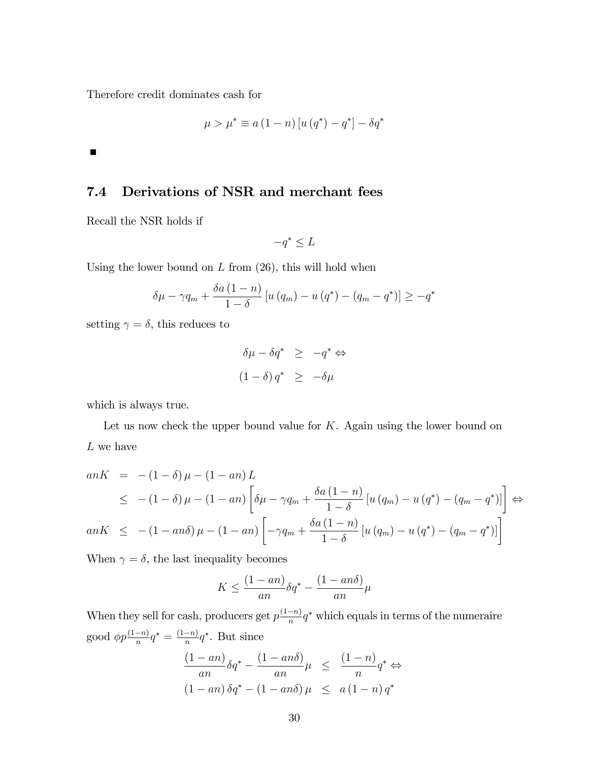Therefore credit dominates cash for

$$\mu > \mu^* \equiv a(1-n)[u(q^*) - q^*] - \delta q^*$$

■

## 7.4 Derivations of NSR and merchant fees

Recall the NSR holds if

$$-q^* \leq L$$

Using the lower bound on $L$ from (26), this will hold when

$$\delta\mu - \gamma q_m + \frac{\delta a(1-n)}{1-\delta}[u(q_m) - u(q^*) - (q_m - q^*)] \geq -q^*$$

setting $\gamma = \delta$, this reduces to

$$\begin{aligned} \delta\mu - \delta q^* &\geq -q^* \Leftrightarrow \\ (1-\delta) q^* &\geq -\delta\mu \end{aligned}$$

which is always true.

Let us now check the upper bound value for $K$. Again using the lower bound on $L$ we have

$$\begin{aligned} anK &= -(1-\delta)\mu - (1-an)L \\ &\leq -(1-\delta)\mu - (1-an)\left[\delta\mu - \gamma q_m + \frac{\delta a(1-n)}{1-\delta}[u(q_m) - u(q^*) - (q_m - q^*)]\right] \Leftrightarrow \\ anK &\leq -(1-an\delta)\mu - (1-an)\left[-\gamma q_m + \frac{\delta a(1-n)}{1-\delta}[u(q_m) - u(q^*) - (q_m - q^*)]\right] \end{aligned}$$

When $\gamma = \delta$, the last inequality becomes

$$K \leq \frac{(1-an)}{an}\delta q^* - \frac{(1-an\delta)}{an}\mu$$

When they sell for cash, producers get $p\frac{(1-n)}{n}q^*$ which equals in terms of the numeraire good $\phi p\frac{(1-n)}{n}q^* = \frac{(1-n)}{n}q^*$. But since

$$\begin{aligned} \frac{(1-an)}{an}\delta q^* - \frac{(1-an\delta)}{an}\mu &\leq \frac{(1-n)}{n}q^* \Leftrightarrow \\ (1-an)\delta q^* - (1-an\delta)\mu &\leq a(1-n)q^* \end{aligned}$$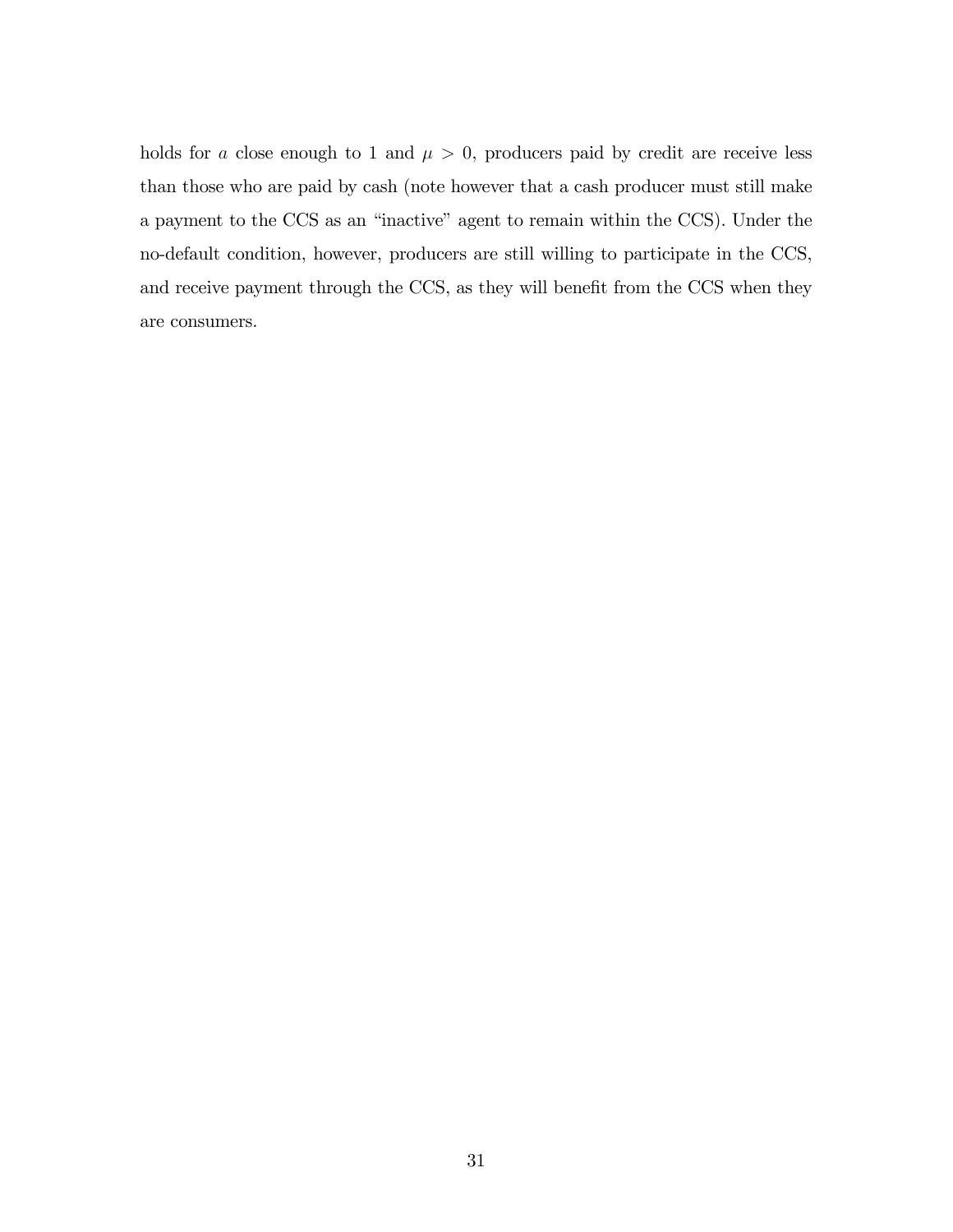holds for $a$ close enough to 1 and $\mu > 0$, producers paid by credit are receive less than those who are paid by cash (note however that a cash producer must still make a payment to the CCS as an "inactive" agent to remain within the CCS). Under the no-default condition, however, producers are still willing to participate in the CCS, and receive payment through the CCS, as they will benefit from the CCS when they are consumers.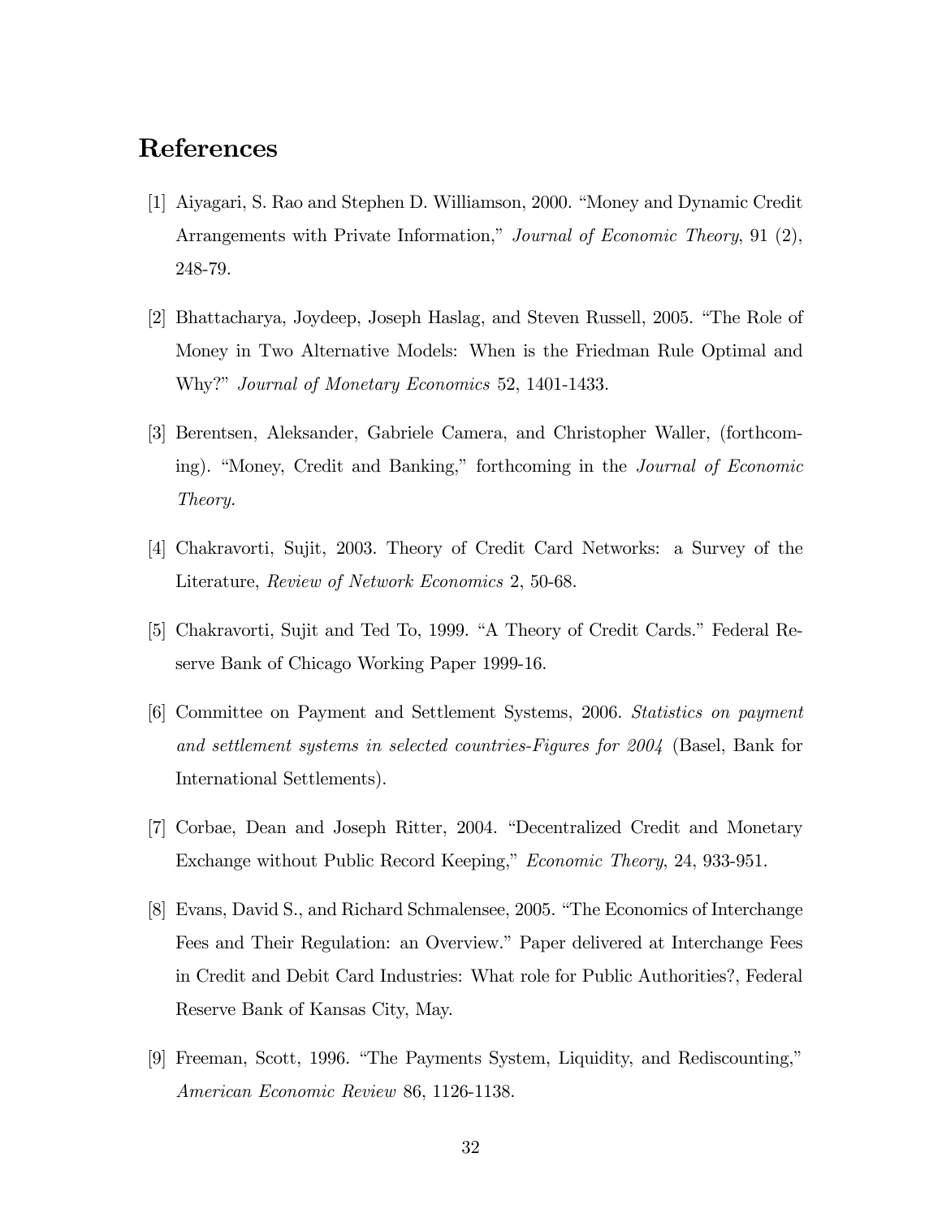# References

[1] Aiyagari, S. Rao and Stephen D. Williamson, 2000. "Money and Dynamic Credit Arrangements with Private Information," *Journal of Economic Theory*, 91 (2), 248-79.

[2] Bhattacharya, Joydeep, Joseph Haslag, and Steven Russell, 2005. "The Role of Money in Two Alternative Models: When is the Friedman Rule Optimal and Why?" *Journal of Monetary Economics* 52, 1401-1433.

[3] Berentsen, Aleksander, Gabriele Camera, and Christopher Waller, (forthcoming). "Money, Credit and Banking," forthcoming in the *Journal of Economic Theory.*

[4] Chakravorti, Sujit, 2003. Theory of Credit Card Networks: a Survey of the Literature, *Review of Network Economics* 2, 50-68.

[5] Chakravorti, Sujit and Ted To, 1999. "A Theory of Credit Cards." Federal Reserve Bank of Chicago Working Paper 1999-16.

[6] Committee on Payment and Settlement Systems, 2006. *Statistics on payment and settlement systems in selected countries-Figures for 2004* (Basel, Bank for International Settlements).

[7] Corbae, Dean and Joseph Ritter, 2004. "Decentralized Credit and Monetary Exchange without Public Record Keeping," *Economic Theory*, 24, 933-951.

[8] Evans, David S., and Richard Schmalensee, 2005. "The Economics of Interchange Fees and Their Regulation: an Overview." Paper delivered at Interchange Fees in Credit and Debit Card Industries: What role for Public Authorities?, Federal Reserve Bank of Kansas City, May.

[9] Freeman, Scott, 1996. "The Payments System, Liquidity, and Rediscounting," *American Economic Review* 86, 1126-1138.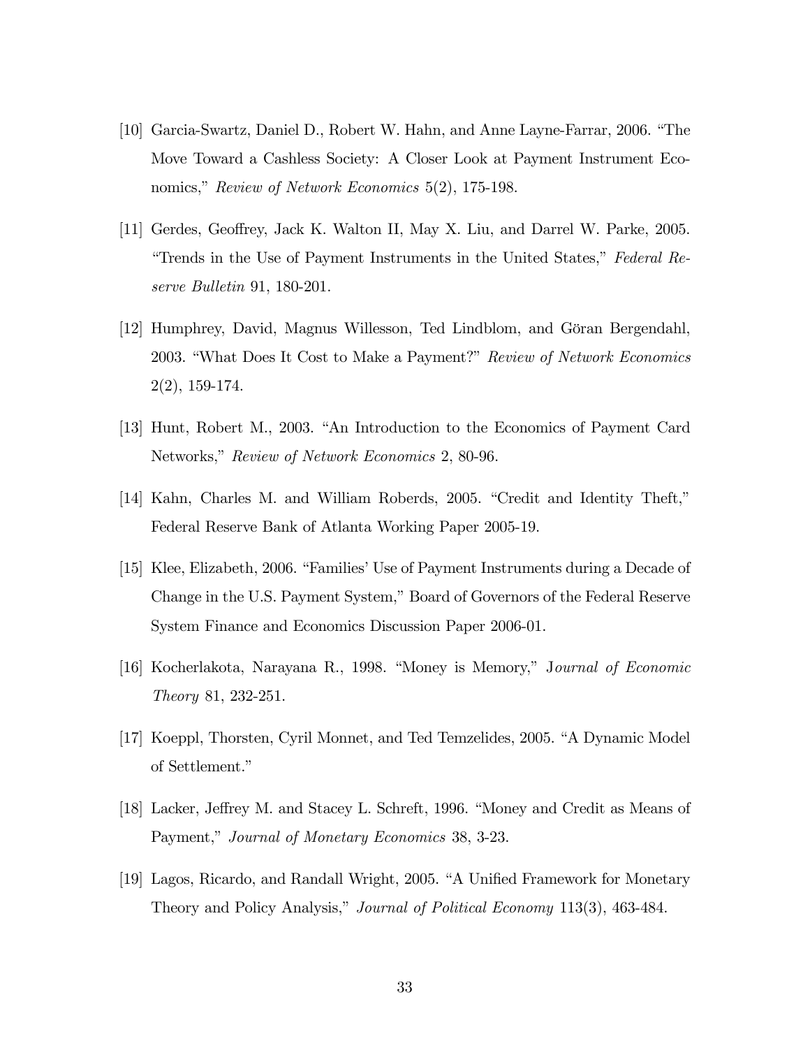[10] Garcia-Swartz, Daniel D., Robert W. Hahn, and Anne Layne-Farrar, 2006. "The Move Toward a Cashless Society: A Closer Look at Payment Instrument Economics," *Review of Network Economics* 5(2), 175-198.

[11] Gerdes, Geoffrey, Jack K. Walton II, May X. Liu, and Darrel W. Parke, 2005. "Trends in the Use of Payment Instruments in the United States," *Federal Reserve Bulletin* 91, 180-201.

[12] Humphrey, David, Magnus Willesson, Ted Lindblom, and Göran Bergendahl, 2003. "What Does It Cost to Make a Payment?" *Review of Network Economics* 2(2), 159-174.

[13] Hunt, Robert M., 2003. "An Introduction to the Economics of Payment Card Networks," *Review of Network Economics* 2, 80-96.

[14] Kahn, Charles M. and William Roberds, 2005. "Credit and Identity Theft," Federal Reserve Bank of Atlanta Working Paper 2005-19.

[15] Klee, Elizabeth, 2006. "Families' Use of Payment Instruments during a Decade of Change in the U.S. Payment System," Board of Governors of the Federal Reserve System Finance and Economics Discussion Paper 2006-01.

[16] Kocherlakota, Narayana R., 1998. "Money is Memory," J*ournal of Economic Theory* 81, 232-251.

[17] Koeppl, Thorsten, Cyril Monnet, and Ted Temzelides, 2005. "A Dynamic Model of Settlement."

[18] Lacker, Jeffrey M. and Stacey L. Schreft, 1996. "Money and Credit as Means of Payment," *Journal of Monetary Economics* 38, 3-23.

[19] Lagos, Ricardo, and Randall Wright, 2005. "A Unified Framework for Monetary Theory and Policy Analysis," *Journal of Political Economy* 113(3), 463-484.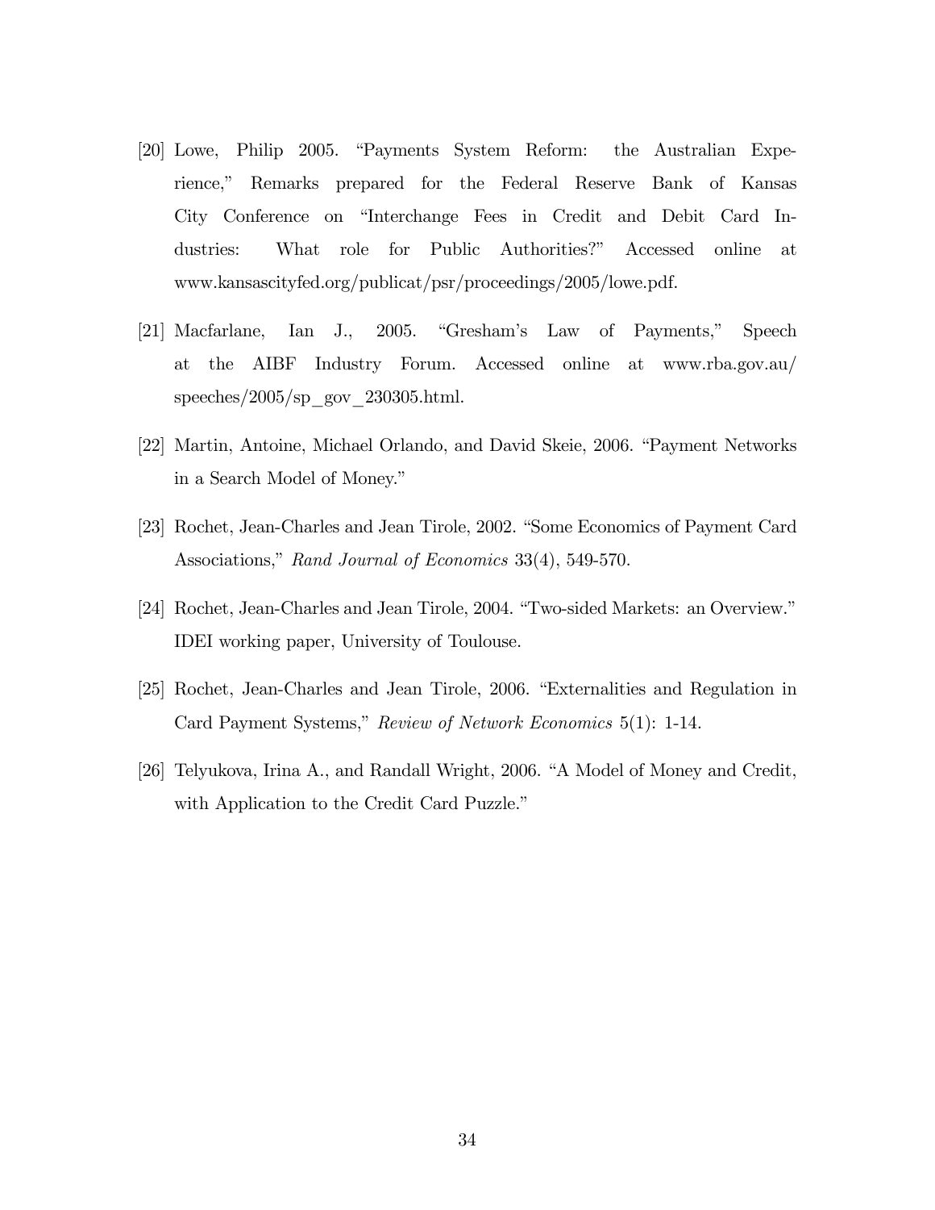[20] Lowe, Philip 2005. "Payments System Reform: the Australian Experience," Remarks prepared for the Federal Reserve Bank of Kansas City Conference on "Interchange Fees in Credit and Debit Card Industries: What role for Public Authorities?" Accessed online at www.kansascityfed.org/publicat/psr/proceedings/2005/lowe.pdf.

[21] Macfarlane, Ian J., 2005. "Gresham's Law of Payments," Speech at the AIBF Industry Forum. Accessed online at www.rba.gov.au/speeches/2005/sp_gov_230305.html.

[22] Martin, Antoine, Michael Orlando, and David Skeie, 2006. "Payment Networks in a Search Model of Money."

[23] Rochet, Jean-Charles and Jean Tirole, 2002. "Some Economics of Payment Card Associations," *Rand Journal of Economics* 33(4), 549-570.

[24] Rochet, Jean-Charles and Jean Tirole, 2004. "Two-sided Markets: an Overview." IDEI working paper, University of Toulouse.

[25] Rochet, Jean-Charles and Jean Tirole, 2006. "Externalities and Regulation in Card Payment Systems," *Review of Network Economics* 5(1): 1-14.

[26] Telyukova, Irina A., and Randall Wright, 2006. "A Model of Money and Credit, with Application to the Credit Card Puzzle."